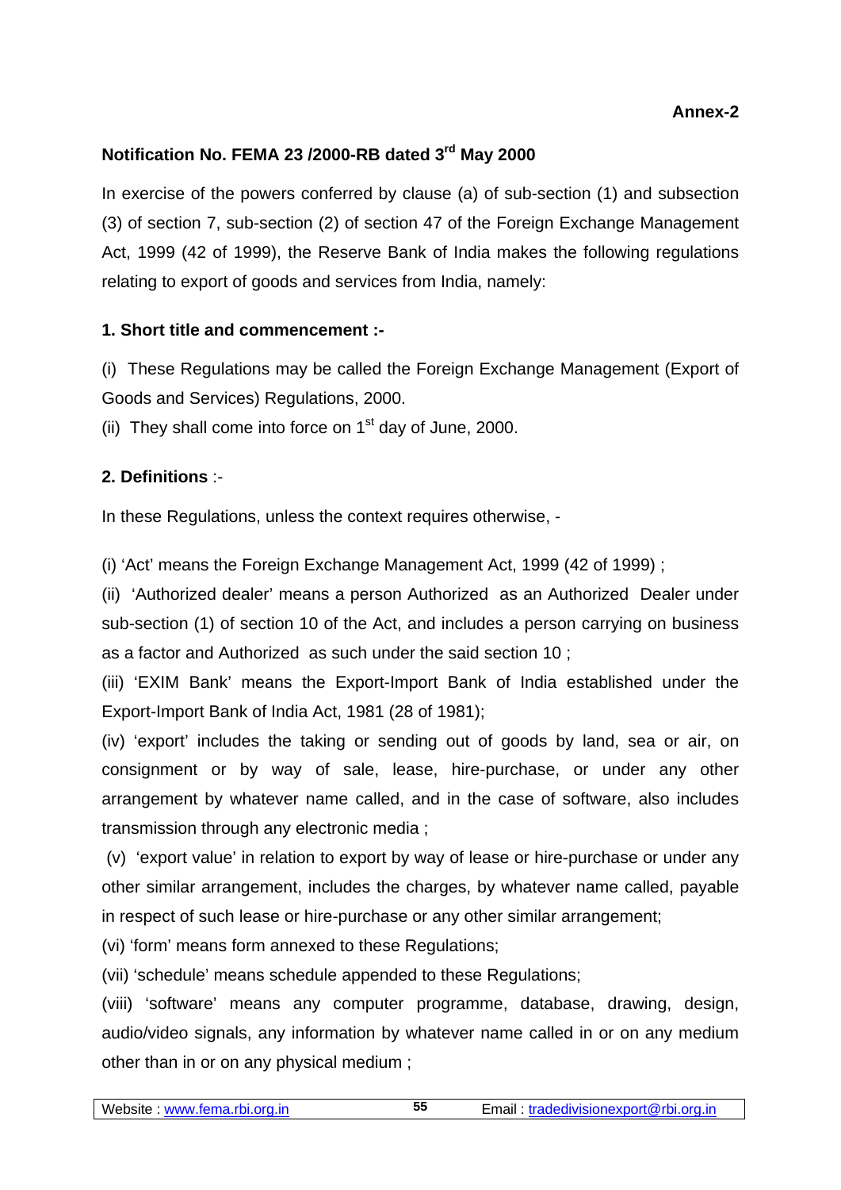**Annex-2**

## Notification No. FEMA 23 /2000-RB dated 3rd May 2000

In exercise of the powers conferred by clause (a) of sub-section (1) and subsection (3) of section 7, sub-section (2) of section 47 of the Foreign Exchange Management Act, 1999 (42 of 1999), the Reserve Bank of India makes the following regulations relating to export of goods and services from India, namely:

### 1. Short title and commencement :-

(i) These Regulations may be called the Foreign Exchange Management (Export of Goods and Services) Regulations, 2000.

(ii) They shall come into force on 1st day of June, 2000.

### 2. Definitions :-

In these Regulations, unless the context requires otherwise, -

(i) 'Act' means the Foreign Exchange Management Act, 1999 (42 of 1999) ;

(ii) 'Authorized dealer' means a person Authorized as an Authorized Dealer under sub-section (1) of section 10 of the Act, and includes a person carrying on business as a factor and Authorized as such under the said section 10 ;

(iii) 'EXIM Bank' means the Export-Import Bank of India established under the Export-Import Bank of India Act, 1981 (28 of 1981);

(iv) 'export' includes the taking or sending out of goods by land, sea or air, on consignment or by way of sale, lease, hire-purchase, or under any other arrangement by whatever name called, and in the case of software, also includes transmission through any electronic media ;

(v) 'export value' in relation to export by way of lease or hire-purchase or under any other similar arrangement, includes the charges, by whatever name called, payable in respect of such lease or hire-purchase or any other similar arrangement;

(vi) 'form' means form annexed to these Regulations;

(vii) 'schedule' means schedule appended to these Regulations;

(viii) 'software' means any computer programme, database, drawing, design, audio/video signals, any information by whatever name called in or on any medium other than in or on any physical medium ;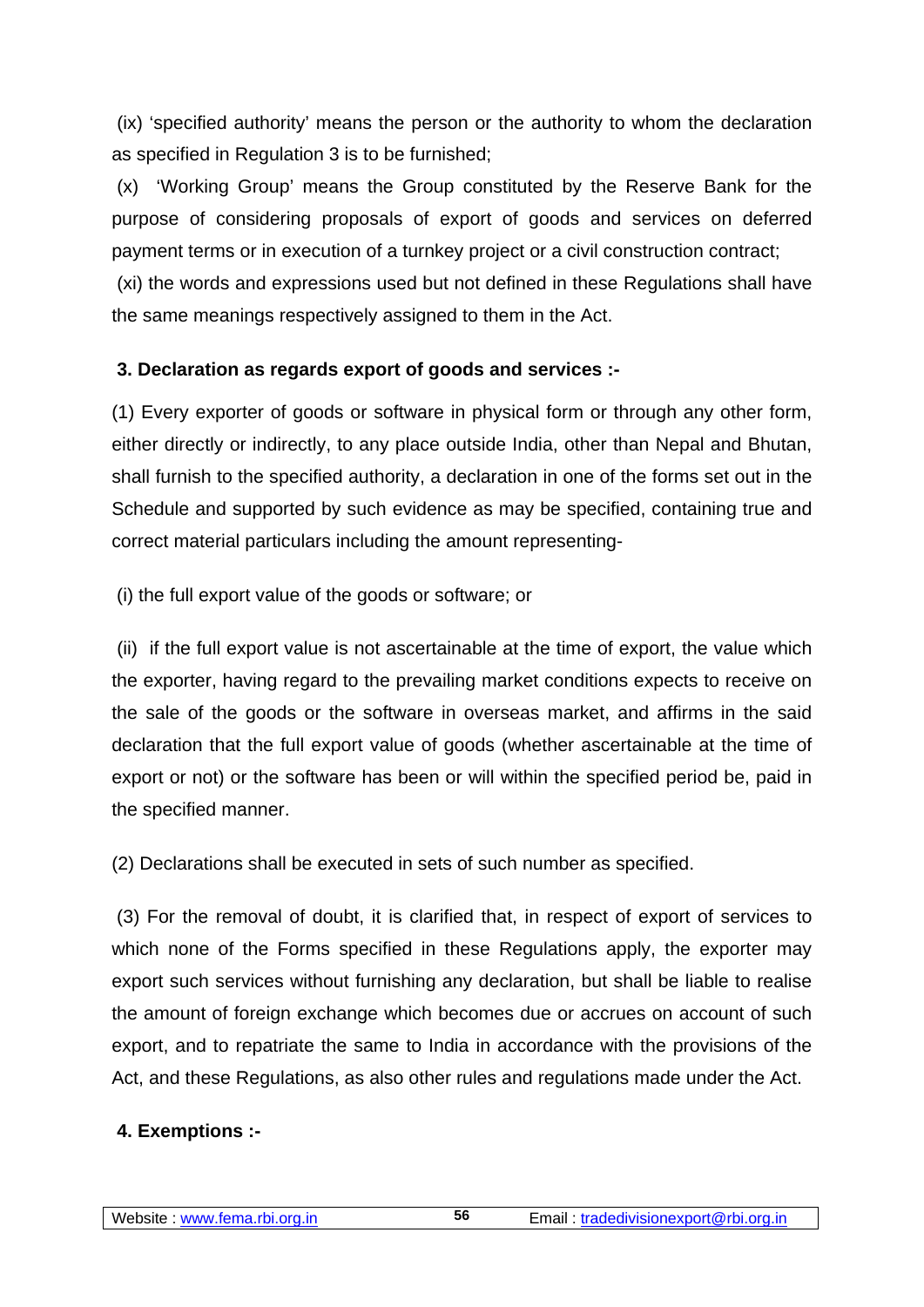(ix) 'specified authority' means the person or the authority to whom the declaration as specified in Regulation 3 is to be furnished;

(x) 'Working Group' means the Group constituted by the Reserve Bank for the purpose of considering proposals of export of goods and services on deferred payment terms or in execution of a turnkey project or a civil construction contract;

(xi) the words and expressions used but not defined in these Regulations shall have the same meanings respectively assigned to them in the Act.

**3. Declaration as regards export of goods and services :-**

(1) Every exporter of goods or software in physical form or through any other form, either directly or indirectly, to any place outside India, other than Nepal and Bhutan, shall furnish to the specified authority, a declaration in one of the forms set out in the Schedule and supported by such evidence as may be specified, containing true and correct material particulars including the amount representing-

(i) the full export value of the goods or software; or

(ii) if the full export value is not ascertainable at the time of export, the value which the exporter, having regard to the prevailing market conditions expects to receive on the sale of the goods or the software in overseas market, and affirms in the said declaration that the full export value of goods (whether ascertainable at the time of export or not) or the software has been or will within the specified period be, paid in the specified manner.

(2) Declarations shall be executed in sets of such number as specified.

(3) For the removal of doubt, it is clarified that, in respect of export of services to which none of the Forms specified in these Regulations apply, the exporter may export such services without furnishing any declaration, but shall be liable to realise the amount of foreign exchange which becomes due or accrues on account of such export, and to repatriate the same to India in accordance with the provisions of the Act, and these Regulations, as also other rules and regulations made under the Act.

**4. Exemptions :-**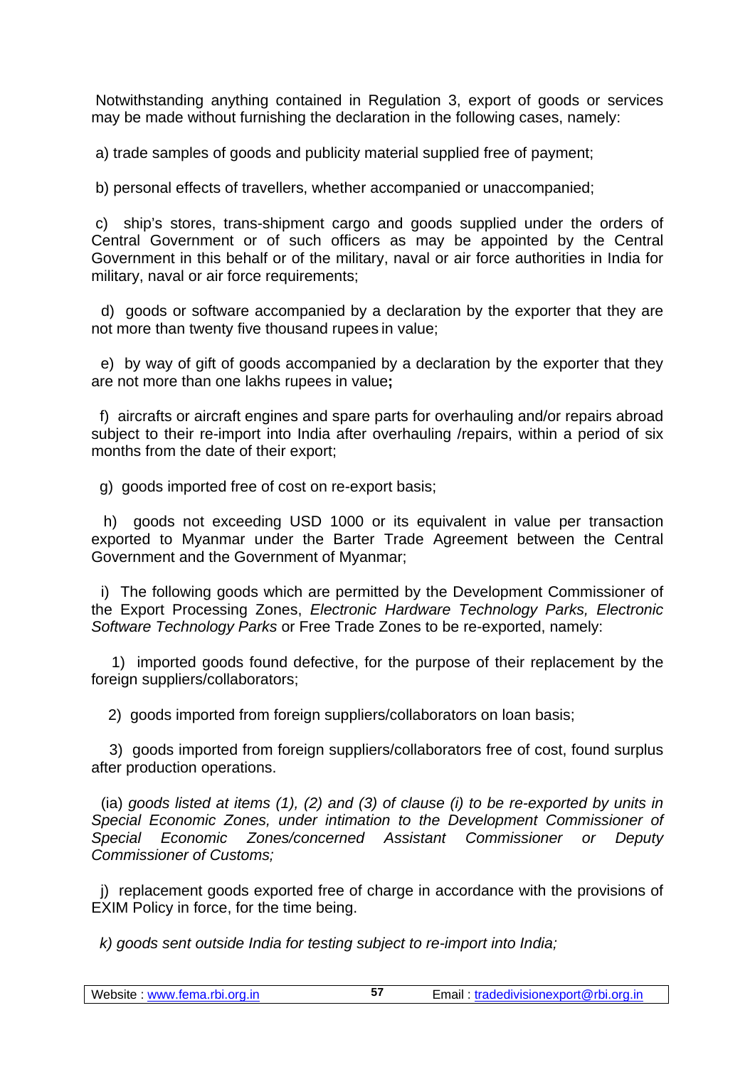Notwithstanding anything contained in Regulation 3, export of goods or services may be made without furnishing the declaration in the following cases, namely:

a) trade samples of goods and publicity material supplied free of payment;

b) personal effects of travellers, whether accompanied or unaccompanied;

c) ship's stores, trans-shipment cargo and goods supplied under the orders of Central Government or of such officers as may be appointed by the Central Government in this behalf or of the military, naval or air force authorities in India for military, naval or air force requirements;

d) goods or software accompanied by a declaration by the exporter that they are not more than twenty five thousand rupees in value;

e) by way of gift of goods accompanied by a declaration by the exporter that they are not more than one lakhs rupees in value**;**

f) aircrafts or aircraft engines and spare parts for overhauling and/or repairs abroad subject to their re-import into India after overhauling /repairs, within a period of six months from the date of their export;

g) goods imported free of cost on re-export basis;

h) goods not exceeding USD 1000 or its equivalent in value per transaction exported to Myanmar under the Barter Trade Agreement between the Central Government and the Government of Myanmar;

i) The following goods which are permitted by the Development Commissioner of the Export Processing Zones, *Electronic Hardware Technology Parks, Electronic Software Technology Parks* or Free Trade Zones to be re-exported, namely:

1) imported goods found defective, for the purpose of their replacement by the foreign suppliers/collaborators;

2) goods imported from foreign suppliers/collaborators on loan basis;

3) goods imported from foreign suppliers/collaborators free of cost, found surplus after production operations.

(ia) *goods listed at items (1), (2) and (3) of clause (i) to be re-exported by units in Special Economic Zones, under intimation to the Development Commissioner of Special Economic Zones/concerned Assistant Commissioner or Deputy Commissioner of Customs;*

j) replacement goods exported free of charge in accordance with the provisions of EXIM Policy in force, for the time being.

*k) goods sent outside India for testing subject to re-import into India;*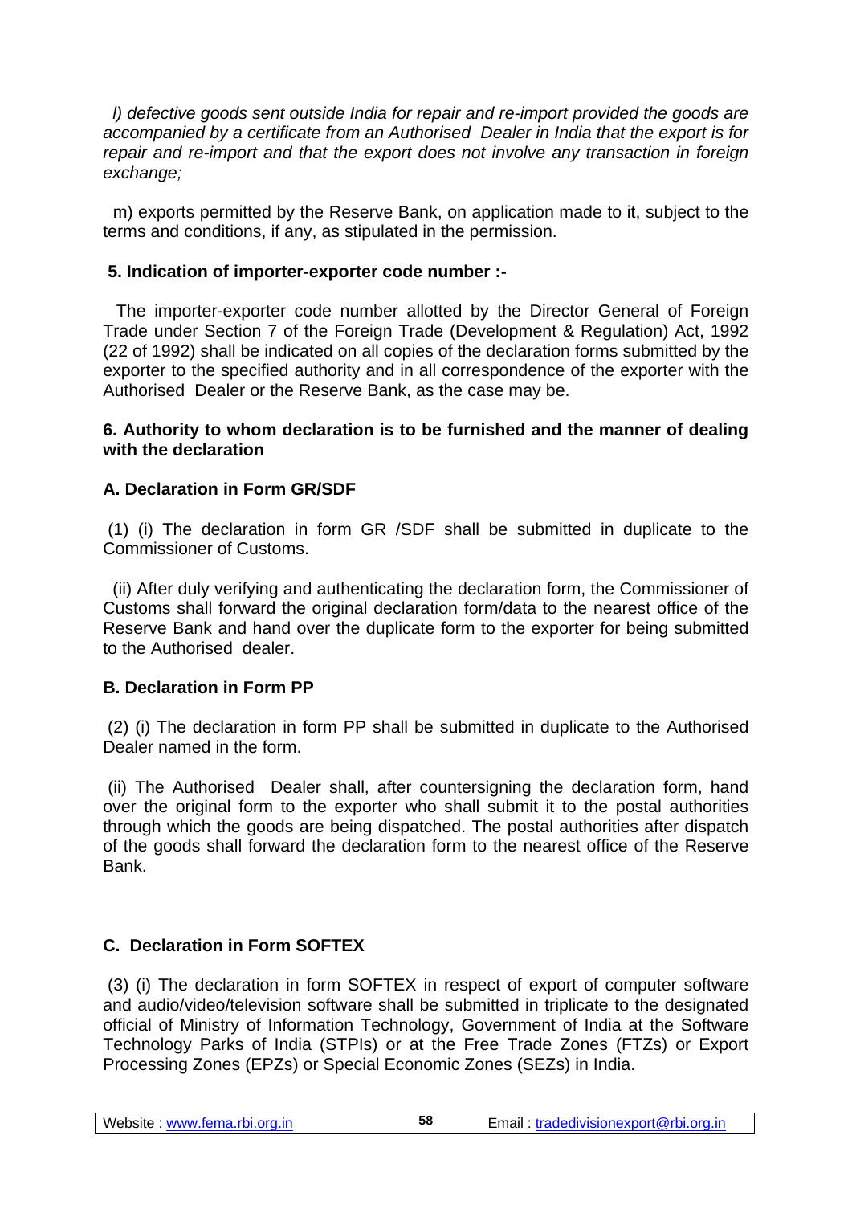*l) defective goods sent outside India for repair and re-import provided the goods are accompanied by a certificate from an Authorised Dealer in India that the export is for repair and re-import and that the export does not involve any transaction in foreign exchange;*

m) exports permitted by the Reserve Bank, on application made to it, subject to the terms and conditions, if any, as stipulated in the permission.

**5. Indication of importer-exporter code number :-**

The importer-exporter code number allotted by the Director General of Foreign Trade under Section 7 of the Foreign Trade (Development & Regulation) Act, 1992 (22 of 1992) shall be indicated on all copies of the declaration forms submitted by the exporter to the specified authority and in all correspondence of the exporter with the Authorised Dealer or the Reserve Bank, as the case may be.

**6. Authority to whom declaration is to be furnished and the manner of dealing with the declaration**

**A. Declaration in Form GR/SDF**

(1) (i) The declaration in form GR /SDF shall be submitted in duplicate to the Commissioner of Customs.

(ii) After duly verifying and authenticating the declaration form, the Commissioner of Customs shall forward the original declaration form/data to the nearest office of the Reserve Bank and hand over the duplicate form to the exporter for being submitted to the Authorised dealer.

**B. Declaration in Form PP**

(2) (i) The declaration in form PP shall be submitted in duplicate to the Authorised Dealer named in the form.

(ii) The Authorised Dealer shall, after countersigning the declaration form, hand over the original form to the exporter who shall submit it to the postal authorities through which the goods are being dispatched. The postal authorities after dispatch of the goods shall forward the declaration form to the nearest office of the Reserve Bank.

**C. Declaration in Form SOFTEX**

(3) (i) The declaration in form SOFTEX in respect of export of computer software and audio/video/television software shall be submitted in triplicate to the designated official of Ministry of Information Technology, Government of India at the Software Technology Parks of India (STPIs) or at the Free Trade Zones (FTZs) or Export Processing Zones (EPZs) or Special Economic Zones (SEZs) in India.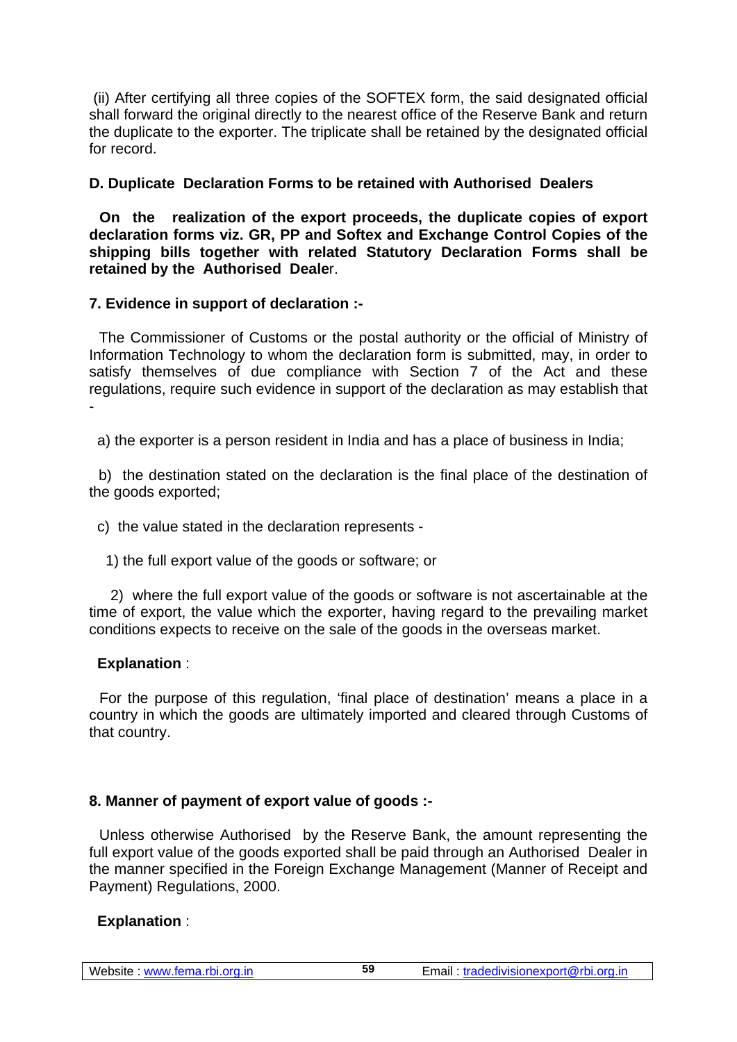(ii) After certifying all three copies of the SOFTEX form, the said designated official shall forward the original directly to the nearest office of the Reserve Bank and return the duplicate to the exporter. The triplicate shall be retained by the designated official for record.

**D. Duplicate Declaration Forms to be retained with Authorised Dealers**

**On the realization of the export proceeds, the duplicate copies of export declaration forms viz. GR, PP and Softex and Exchange Control Copies of the shipping bills together with related Statutory Declaration Forms shall be retained by the Authorised Deale**r.

**7. Evidence in support of declaration :-**

The Commissioner of Customs or the postal authority or the official of Ministry of Information Technology to whom the declaration form is submitted, may, in order to satisfy themselves of due compliance with Section 7 of the Act and these regulations, require such evidence in support of the declaration as may establish that -

a) the exporter is a person resident in India and has a place of business in India;

b) the destination stated on the declaration is the final place of the destination of the goods exported;

c) the value stated in the declaration represents -

1) the full export value of the goods or software; or

2) where the full export value of the goods or software is not ascertainable at the time of export, the value which the exporter, having regard to the prevailing market conditions expects to receive on the sale of the goods in the overseas market.

**Explanation** :

For the purpose of this regulation, 'final place of destination' means a place in a country in which the goods are ultimately imported and cleared through Customs of that country.

**8. Manner of payment of export value of goods :-**

Unless otherwise Authorised by the Reserve Bank, the amount representing the full export value of the goods exported shall be paid through an Authorised Dealer in the manner specified in the Foreign Exchange Management (Manner of Receipt and Payment) Regulations, 2000.

**Explanation** :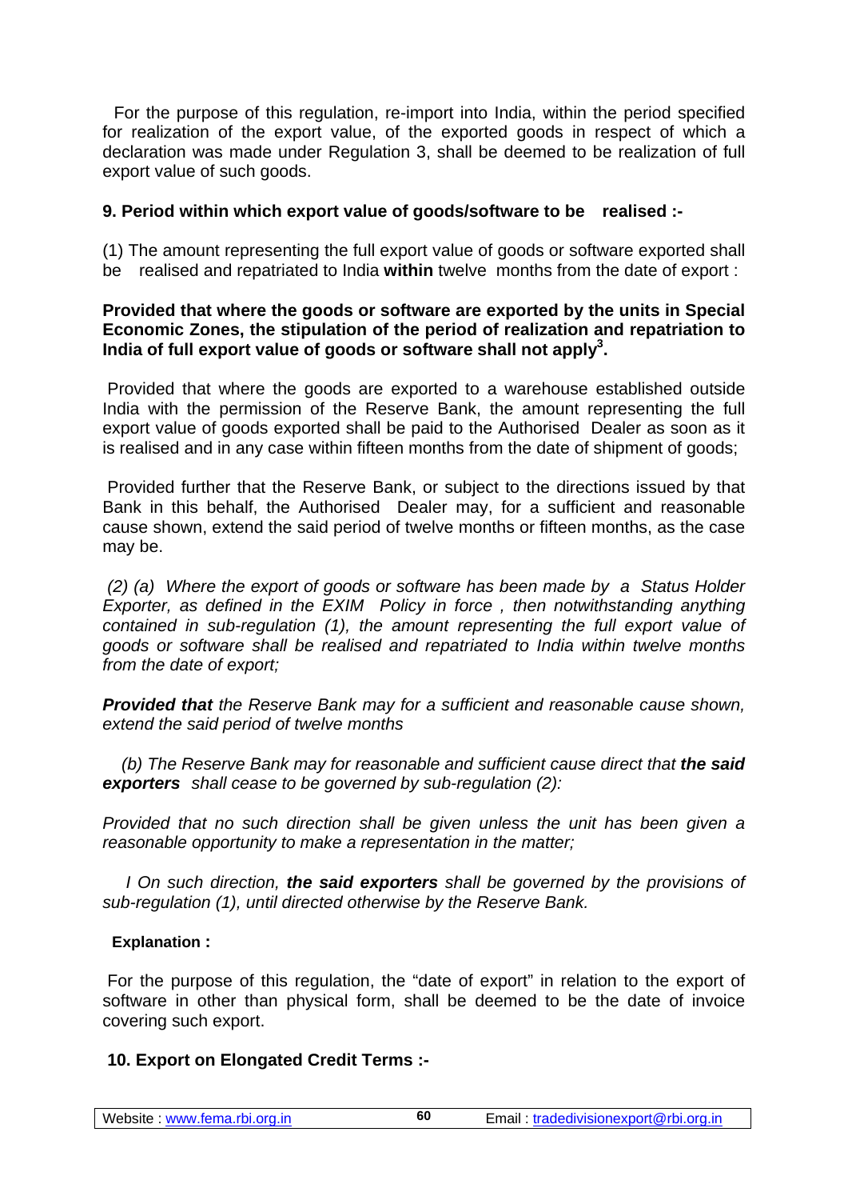For the purpose of this regulation, re-import into India, within the period specified for realization of the export value, of the exported goods in respect of which a declaration was made under Regulation 3, shall be deemed to be realization of full export value of such goods.

**9. Period within which export value of goods/software to be realised :-**

(1) The amount representing the full export value of goods or software exported shall be realised and repatriated to India **within** twelve months from the date of export :

**Provided that where the goods or software are exported by the units in Special Economic Zones, the stipulation of the period of realization and repatriation to India of full export value of goods or software shall not apply[3].**

Provided that where the goods are exported to a warehouse established outside India with the permission of the Reserve Bank, the amount representing the full export value of goods exported shall be paid to the Authorised Dealer as soon as it is realised and in any case within fifteen months from the date of shipment of goods;

Provided further that the Reserve Bank, or subject to the directions issued by that Bank in this behalf, the Authorised Dealer may, for a sufficient and reasonable cause shown, extend the said period of twelve months or fifteen months, as the case may be.

*(2) (a) Where the export of goods or software has been made by a Status Holder Exporter, as defined in the EXIM Policy in force , then notwithstanding anything contained in sub-regulation (1), the amount representing the full export value of goods or software shall be realised and repatriated to India within twelve months from the date of export;*

***Provided that*** *the Reserve Bank may for a sufficient and reasonable cause shown, extend the said period of twelve months*

*(b) The Reserve Bank may for reasonable and sufficient cause direct that* ***the said exporters*** *shall cease to be governed by sub-regulation (2):*

*Provided that no such direction shall be given unless the unit has been given a reasonable opportunity to make a representation in the matter;*

*I On such direction,* ***the said exporters*** *shall be governed by the provisions of sub-regulation (1), until directed otherwise by the Reserve Bank.*

**Explanation :**

For the purpose of this regulation, the "date of export" in relation to the export of software in other than physical form, shall be deemed to be the date of invoice covering such export.

**10. Export on Elongated Credit Terms :-**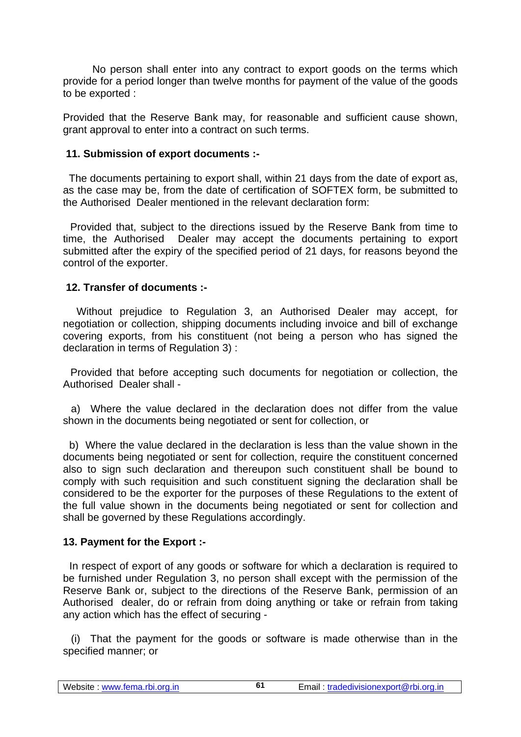No person shall enter into any contract to export goods on the terms which provide for a period longer than twelve months for payment of the value of the goods to be exported :

Provided that the Reserve Bank may, for reasonable and sufficient cause shown, grant approval to enter into a contract on such terms.

**11. Submission of export documents :-**

The documents pertaining to export shall, within 21 days from the date of export as, as the case may be, from the date of certification of SOFTEX form, be submitted to the Authorised Dealer mentioned in the relevant declaration form:

Provided that, subject to the directions issued by the Reserve Bank from time to time, the Authorised Dealer may accept the documents pertaining to export submitted after the expiry of the specified period of 21 days, for reasons beyond the control of the exporter.

**12. Transfer of documents :-**

Without prejudice to Regulation 3, an Authorised Dealer may accept, for negotiation or collection, shipping documents including invoice and bill of exchange covering exports, from his constituent (not being a person who has signed the declaration in terms of Regulation 3) :

Provided that before accepting such documents for negotiation or collection, the Authorised Dealer shall -

a) Where the value declared in the declaration does not differ from the value shown in the documents being negotiated or sent for collection, or

b) Where the value declared in the declaration is less than the value shown in the documents being negotiated or sent for collection, require the constituent concerned also to sign such declaration and thereupon such constituent shall be bound to comply with such requisition and such constituent signing the declaration shall be considered to be the exporter for the purposes of these Regulations to the extent of the full value shown in the documents being negotiated or sent for collection and shall be governed by these Regulations accordingly.

**13. Payment for the Export :-**

In respect of export of any goods or software for which a declaration is required to be furnished under Regulation 3, no person shall except with the permission of the Reserve Bank or, subject to the directions of the Reserve Bank, permission of an Authorised dealer, do or refrain from doing anything or take or refrain from taking any action which has the effect of securing -

(i) That the payment for the goods or software is made otherwise than in the specified manner; or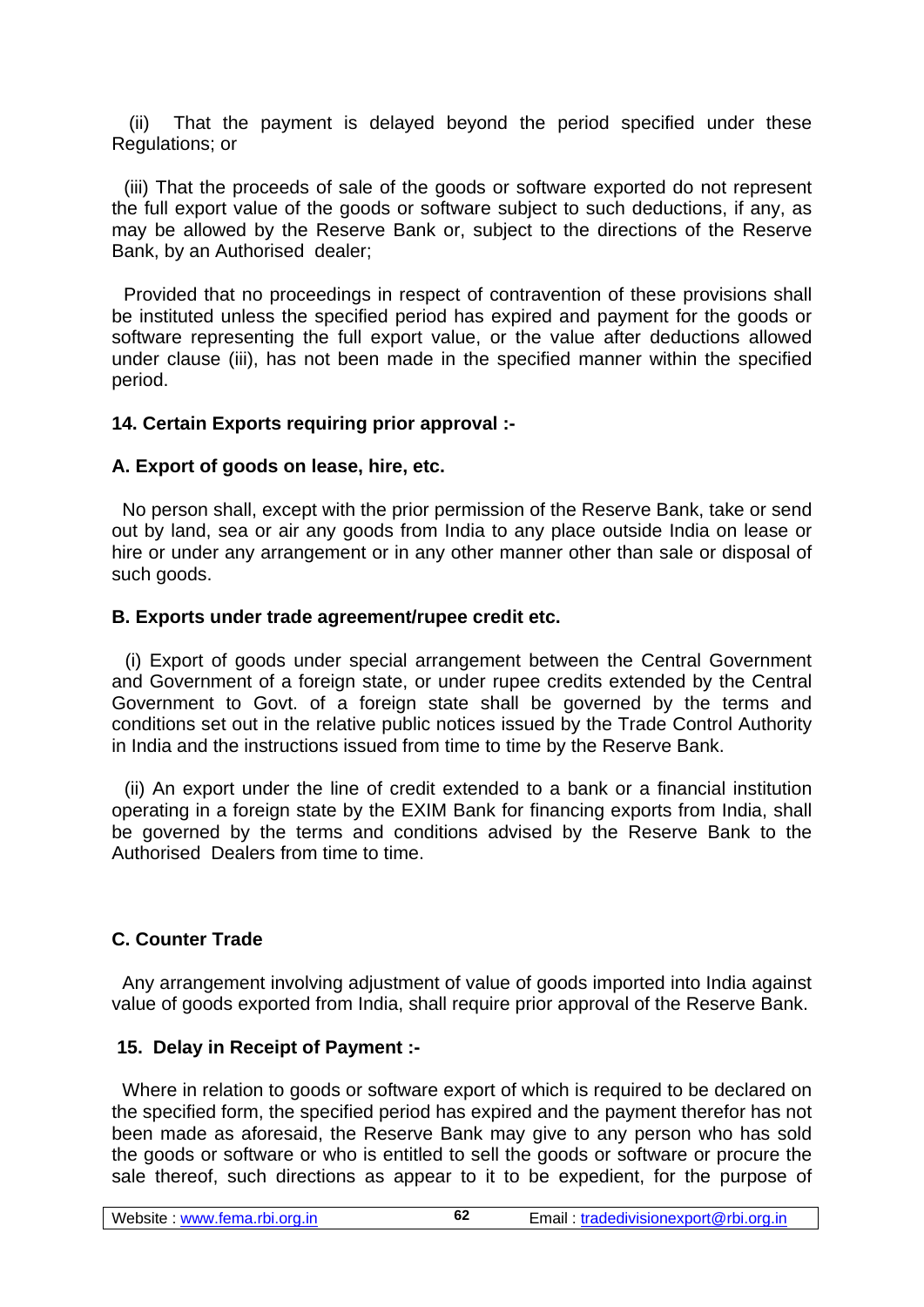(ii) That the payment is delayed beyond the period specified under these Regulations; or

(iii) That the proceeds of sale of the goods or software exported do not represent the full export value of the goods or software subject to such deductions, if any, as may be allowed by the Reserve Bank or, subject to the directions of the Reserve Bank, by an Authorised dealer;

Provided that no proceedings in respect of contravention of these provisions shall be instituted unless the specified period has expired and payment for the goods or software representing the full export value, or the value after deductions allowed under clause (iii), has not been made in the specified manner within the specified period.

**14. Certain Exports requiring prior approval :-**

**A. Export of goods on lease, hire, etc.**

No person shall, except with the prior permission of the Reserve Bank, take or send out by land, sea or air any goods from India to any place outside India on lease or hire or under any arrangement or in any other manner other than sale or disposal of such goods.

**B. Exports under trade agreement/rupee credit etc.**

(i) Export of goods under special arrangement between the Central Government and Government of a foreign state, or under rupee credits extended by the Central Government to Govt. of a foreign state shall be governed by the terms and conditions set out in the relative public notices issued by the Trade Control Authority in India and the instructions issued from time to time by the Reserve Bank.

(ii) An export under the line of credit extended to a bank or a financial institution operating in a foreign state by the EXIM Bank for financing exports from India, shall be governed by the terms and conditions advised by the Reserve Bank to the Authorised Dealers from time to time.

**C. Counter Trade**

Any arrangement involving adjustment of value of goods imported into India against value of goods exported from India, shall require prior approval of the Reserve Bank.

**15. Delay in Receipt of Payment :-**

Where in relation to goods or software export of which is required to be declared on the specified form, the specified period has expired and the payment therefor has not been made as aforesaid, the Reserve Bank may give to any person who has sold the goods or software or who is entitled to sell the goods or software or procure the sale thereof, such directions as appear to it to be expedient, for the purpose of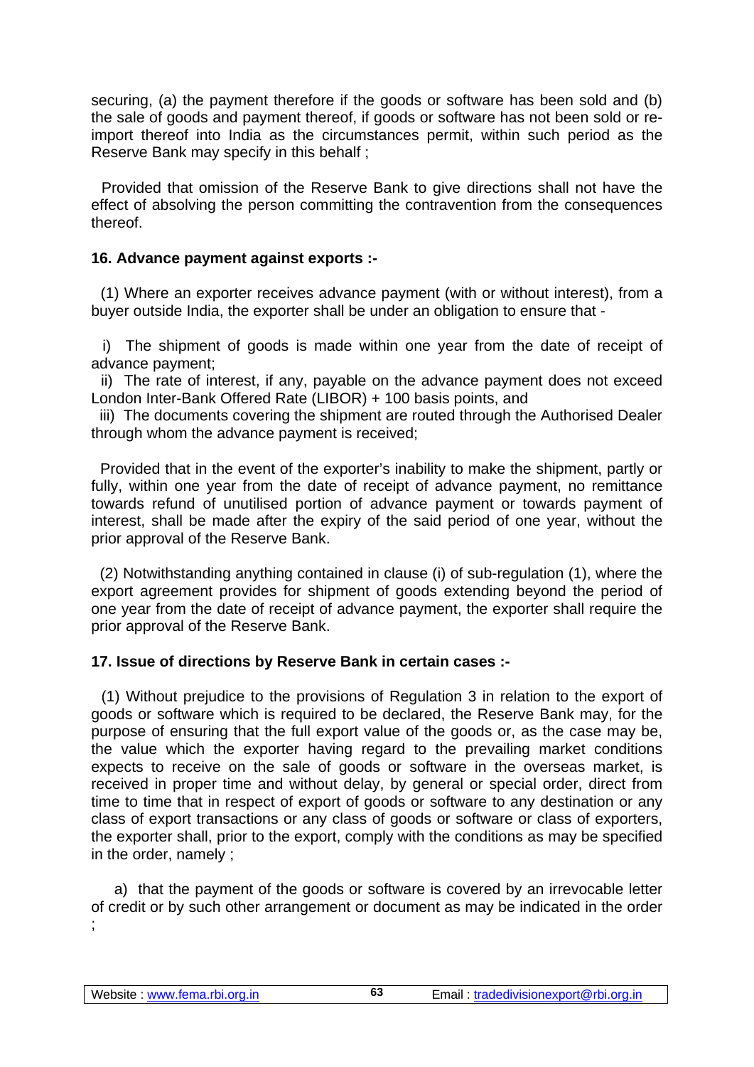securing, (a) the payment therefore if the goods or software has been sold and (b) the sale of goods and payment thereof, if goods or software has not been sold or re-import thereof into India as the circumstances permit, within such period as the Reserve Bank may specify in this behalf ;

Provided that omission of the Reserve Bank to give directions shall not have the effect of absolving the person committing the contravention from the consequences thereof.

**16. Advance payment against exports :-**

(1) Where an exporter receives advance payment (with or without interest), from a buyer outside India, the exporter shall be under an obligation to ensure that -

i) The shipment of goods is made within one year from the date of receipt of advance payment;
ii) The rate of interest, if any, payable on the advance payment does not exceed London Inter-Bank Offered Rate (LIBOR) + 100 basis points, and
iii) The documents covering the shipment are routed through the Authorised Dealer through whom the advance payment is received;

Provided that in the event of the exporter's inability to make the shipment, partly or fully, within one year from the date of receipt of advance payment, no remittance towards refund of unutilised portion of advance payment or towards payment of interest, shall be made after the expiry of the said period of one year, without the prior approval of the Reserve Bank.

(2) Notwithstanding anything contained in clause (i) of sub-regulation (1), where the export agreement provides for shipment of goods extending beyond the period of one year from the date of receipt of advance payment, the exporter shall require the prior approval of the Reserve Bank.

**17. Issue of directions by Reserve Bank in certain cases :-**

(1) Without prejudice to the provisions of Regulation 3 in relation to the export of goods or software which is required to be declared, the Reserve Bank may, for the purpose of ensuring that the full export value of the goods or, as the case may be, the value which the exporter having regard to the prevailing market conditions expects to receive on the sale of goods or software in the overseas market, is received in proper time and without delay, by general or special order, direct from time to time that in respect of export of goods or software to any destination or any class of export transactions or any class of goods or software or class of exporters, the exporter shall, prior to the export, comply with the conditions as may be specified in the order, namely ;

a) that the payment of the goods or software is covered by an irrevocable letter of credit or by such other arrangement or document as may be indicated in the order ;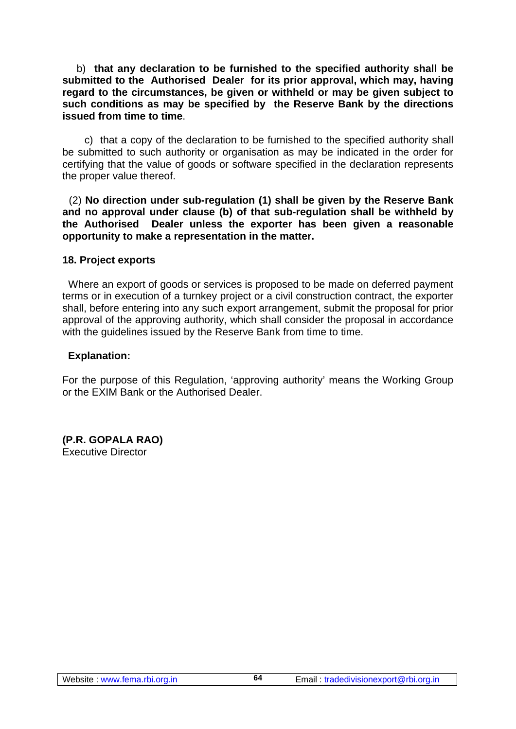b) **that any declaration to be furnished to the specified authority shall be submitted to the Authorised Dealer for its prior approval, which may, having regard to the circumstances, be given or withheld or may be given subject to such conditions as may be specified by the Reserve Bank by the directions issued from time to time**.

c) that a copy of the declaration to be furnished to the specified authority shall be submitted to such authority or organisation as may be indicated in the order for certifying that the value of goods or software specified in the declaration represents the proper value thereof.

(2) **No direction under sub-regulation (1) shall be given by the Reserve Bank and no approval under clause (b) of that sub-regulation shall be withheld by the Authorised Dealer unless the exporter has been given a reasonable opportunity to make a representation in the matter.**

**18. Project exports**

Where an export of goods or services is proposed to be made on deferred payment terms or in execution of a turnkey project or a civil construction contract, the exporter shall, before entering into any such export arrangement, submit the proposal for prior approval of the approving authority, which shall consider the proposal in accordance with the guidelines issued by the Reserve Bank from time to time.

**Explanation:**

For the purpose of this Regulation, 'approving authority' means the Working Group or the EXIM Bank or the Authorised Dealer.

**(P.R. GOPALA RAO)**
Executive Director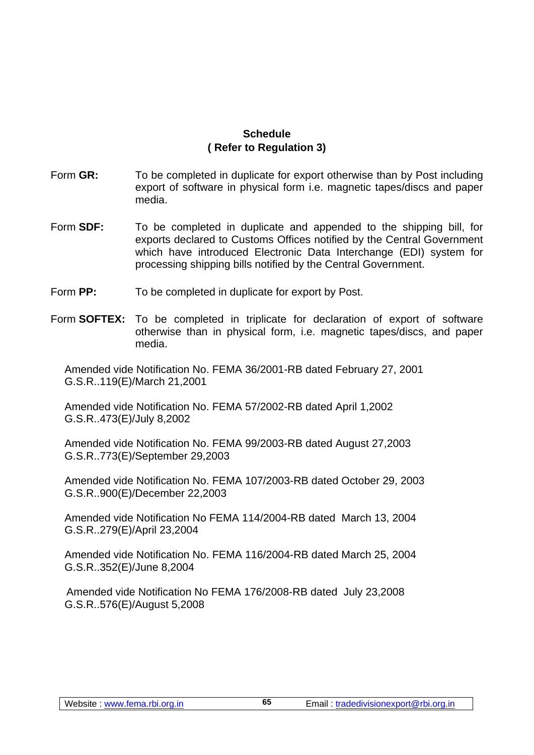**Schedule**
**( Refer to Regulation 3)**

Form **GR:** To be completed in duplicate for export otherwise than by Post including export of software in physical form i.e. magnetic tapes/discs and paper media.

Form **SDF:** To be completed in duplicate and appended to the shipping bill, for exports declared to Customs Offices notified by the Central Government which have introduced Electronic Data Interchange (EDI) system for processing shipping bills notified by the Central Government.

Form **PP:** To be completed in duplicate for export by Post.

Form **SOFTEX:** To be completed in triplicate for declaration of export of software otherwise than in physical form, i.e. magnetic tapes/discs, and paper media.

Amended vide Notification No. FEMA 36/2001-RB dated February 27, 2001
G.S.R..119(E)/March 21,2001

Amended vide Notification No. FEMA 57/2002-RB dated April 1,2002
G.S.R..473(E)/July 8,2002

Amended vide Notification No. FEMA 99/2003-RB dated August 27,2003
G.S.R..773(E)/September 29,2003

Amended vide Notification No. FEMA 107/2003-RB dated October 29, 2003
G.S.R..900(E)/December 22,2003

Amended vide Notification No FEMA 114/2004-RB dated March 13, 2004
G.S.R..279(E)/April 23,2004

Amended vide Notification No. FEMA 116/2004-RB dated March 25, 2004
G.S.R..352(E)/June 8,2004

Amended vide Notification No FEMA 176/2008-RB dated July 23,2008
G.S.R..576(E)/August 5,2008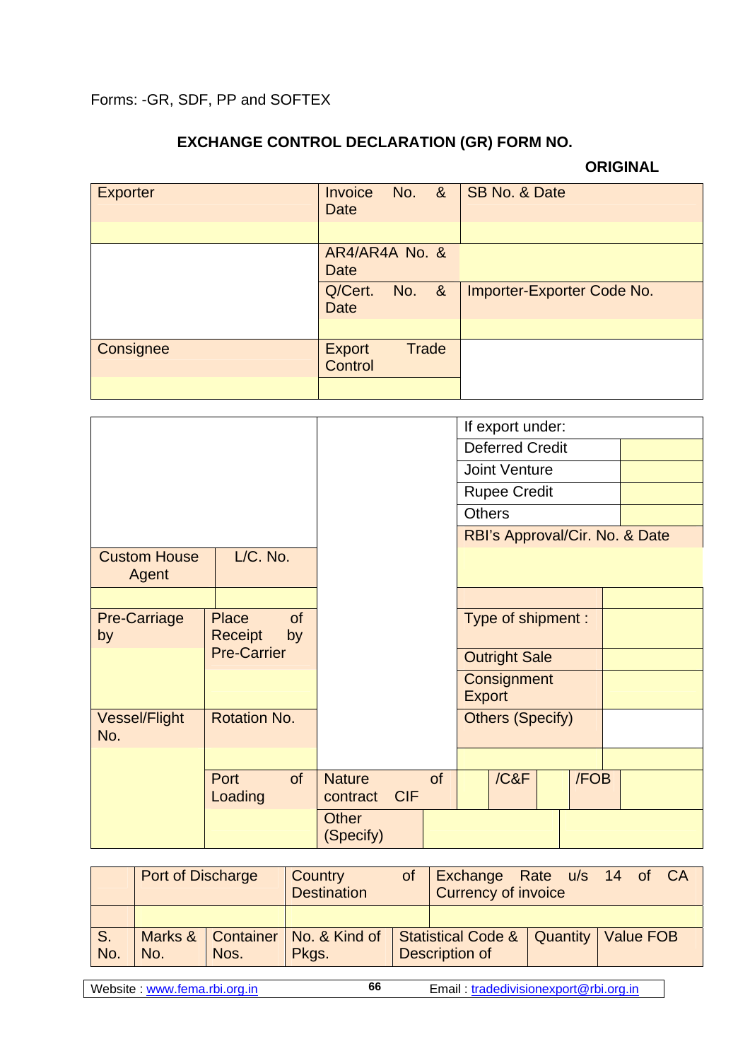Forms: -GR, SDF, PP and SOFTEX

### EXCHANGE CONTROL DECLARATION (GR) FORM NO.

**ORIGINAL**

| Exporter | Invoice No. & Date | SB No. & Date |
|---|---|---|
| | | |
| | AR4/AR4A No. & Date | |
| | Q/Cert. No. & Date | Importer-Exporter Code No. |
| | | |
| Consignee | Export Trade Control | |
| | | |

| | | | If export under: | |
|---|---|---|---|---|
| | | | Deferred Credit | |
| | | | Joint Venture | |
| | | | Rupee Credit | |
| | | | Others | |
| | | | RBI's Approval/Cir. No. & Date | |
| Custom House Agent | L/C. No. | | | |
| | | | | |
| Pre-Carriage by | Place of Receipt by Pre-Carrier | | Type of shipment : | |
| | | | Outright Sale | |
| | | | Consignment Export | |
| Vessel/Flight No. | Rotation No. | | Others (Specify) | |
| | | | | |
| | Port of Loading | Nature of contract CIF | /C&F /FOB | |
| | | Other (Specify) | | |

| | Port of Discharge | | Country of Destination | | Exchange Rate u/s 14 of CA Currency of invoice | |
|---|---|---|---|---|---|---|
| | | | | | | |
| S. No. | Marks & No. | Container Nos. | No. & Kind of Pkgs. | Statistical Code & Description of | Quantity | Value FOB |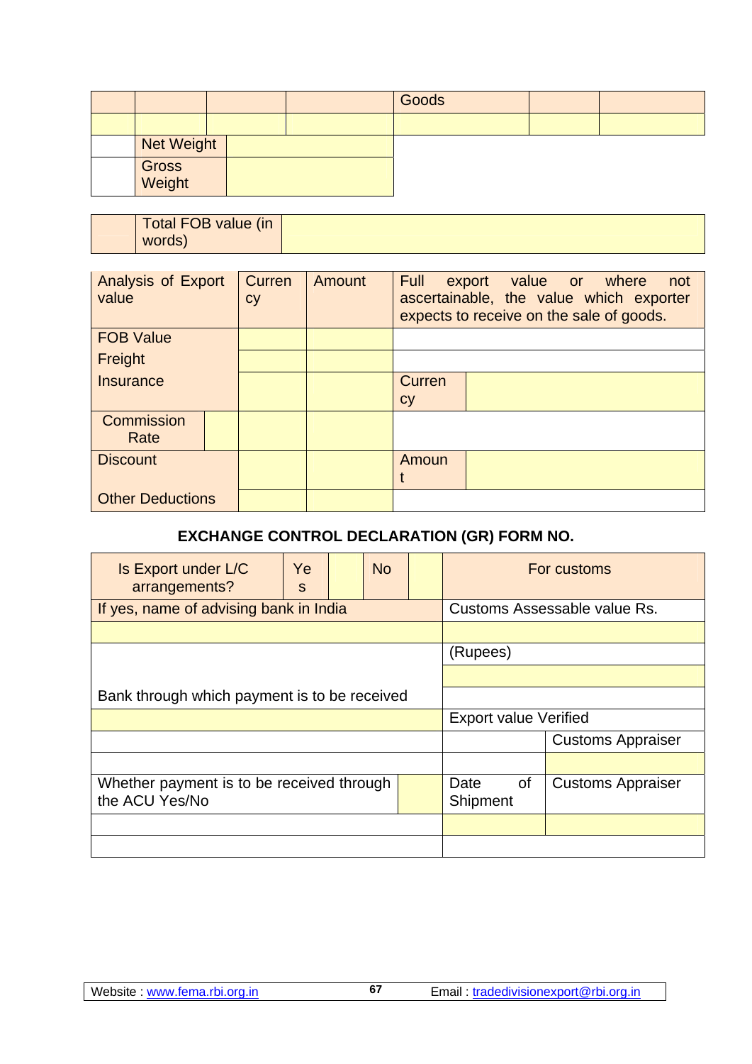| | | | | Goods | | |
|---|---|---|---|---|---|---|
| | | | | | | |
| | Net Weight | | | | | |
| | Gross Weight | | | | | |

| | Total FOB value (in words) | |
|---|---|---|

| Analysis of Export value | | Currency | Amount | Full export value or where not ascertainable, the value which exporter expects to receive on the sale of goods. | |
|---|---|---|---|---|---|
| FOB Value | | | | | |
| Freight | | | | | |
| Insurance | | | | Currency | |
| Commission Rate | | | | | |
| Discount | | | | Amount | |
| Other Deductions | | | | | |

**EXCHANGE CONTROL DECLARATION (GR) FORM NO.**

| Is Export under L/C arrangements? | Yes | | No | | For customs | |
|---|---|---|---|---|---|---|
| If yes, name of advising bank in India | | | | | Customs Assessable value Rs. | |
| | | | | | | |
| | | | | | (Rupees) | |
| | | | | | | |
| Bank through which payment is to be received | | | | | | |
| | | | | | Export value Verified | |
| | | | | | | Customs Appraiser |
| | | | | | | |
| Whether payment is to be received through the ACU Yes/No | | | | | Date of Shipment | Customs Appraiser |
| | | | | | | |
| | | | | | | |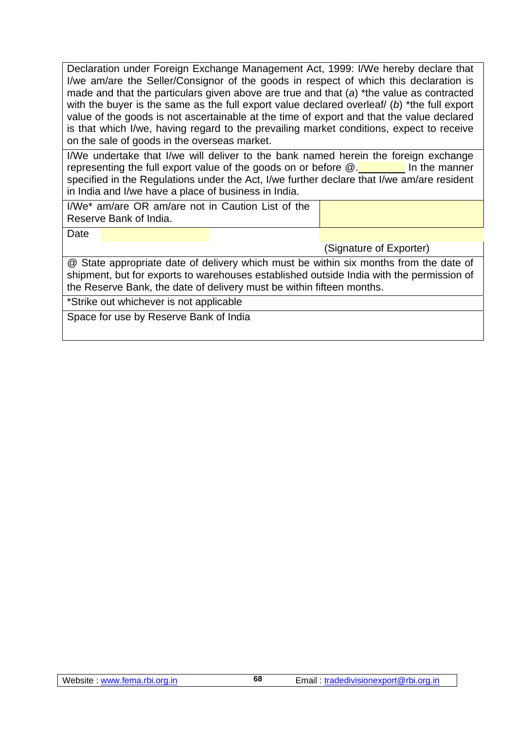Declaration under Foreign Exchange Management Act, 1999: I/We hereby declare that I/we am/are the Seller/Consignor of the goods in respect of which this declaration is made and that the particulars given above are true and that (*a*) *the value as contracted with the buyer is the same as the full export value declared overleaf/ (*b*) *the full export value of the goods is not ascertainable at the time of export and that the value declared is that which I/we, having regard to the prevailing market conditions, expect to receive on the sale of goods in the overseas market.

I/We undertake that I/we will deliver to the bank named herein the foreign exchange representing the full export value of the goods on or before @.________ In the manner specified in the Regulations under the Act, I/we further declare that I/we am/are resident in India and I/we have a place of business in India.

| I/We* am/are OR am/are not in Caution List of the Reserve Bank of India. | |
|---|---|
| Date | |
| | (Signature of Exporter) |

@ State appropriate date of delivery which must be within six months from the date of shipment, but for exports to warehouses established outside India with the permission of the Reserve Bank, the date of delivery must be within fifteen months.

*Strike out whichever is not applicable

Space for use by Reserve Bank of India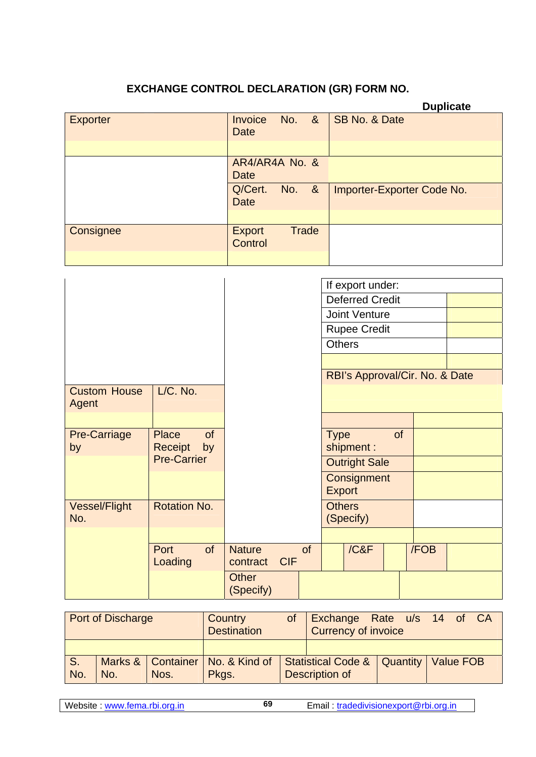# EXCHANGE CONTROL DECLARATION (GR) FORM NO.

**Duplicate**

| Exporter | Invoice No. & Date | SB No. & Date |
|---|---|---|
| | | |
| | AR4/AR4A No. & Date | |
| | Q/Cert. No. & Date | Importer-Exporter Code No. |
| | | |
| Consignee | Export Trade Control | |
| | | |

| | | | If export under: | | |
|---|---|---|---|---|---|
| | | | Deferred Credit | | |
| | | | Joint Venture | | |
| | | | Rupee Credit | | |
| | | | Others | | |
| | | | | | |
| | | | RBI's Approval/Cir. No. & Date | | |
| Custom House Agent | L/C. No. | | | | |
| | | | | | |
| Pre-Carriage by | Place of Receipt by Pre-Carrier | | Type of shipment : | | |
| | | | Outright Sale | | |
| | | | Consignment Export | | |
| Vessel/Flight No. | Rotation No. | | Others (Specify) | | |
| | | | | | |
| | Port of Loading | Nature of contract CIF | /C&F | /FOB | |
| | | Other (Specify) | | | |

| Port of Discharge | Country of Destination | Exchange Rate u/s 14 of CA Currency of invoice |
|---|---|---|
| | | |

| S. No. | Marks & No. | Container Nos. | No. & Kind of Pkgs. | Statistical Code & Description of | Quantity | Value FOB |
|---|---|---|---|---|---|---|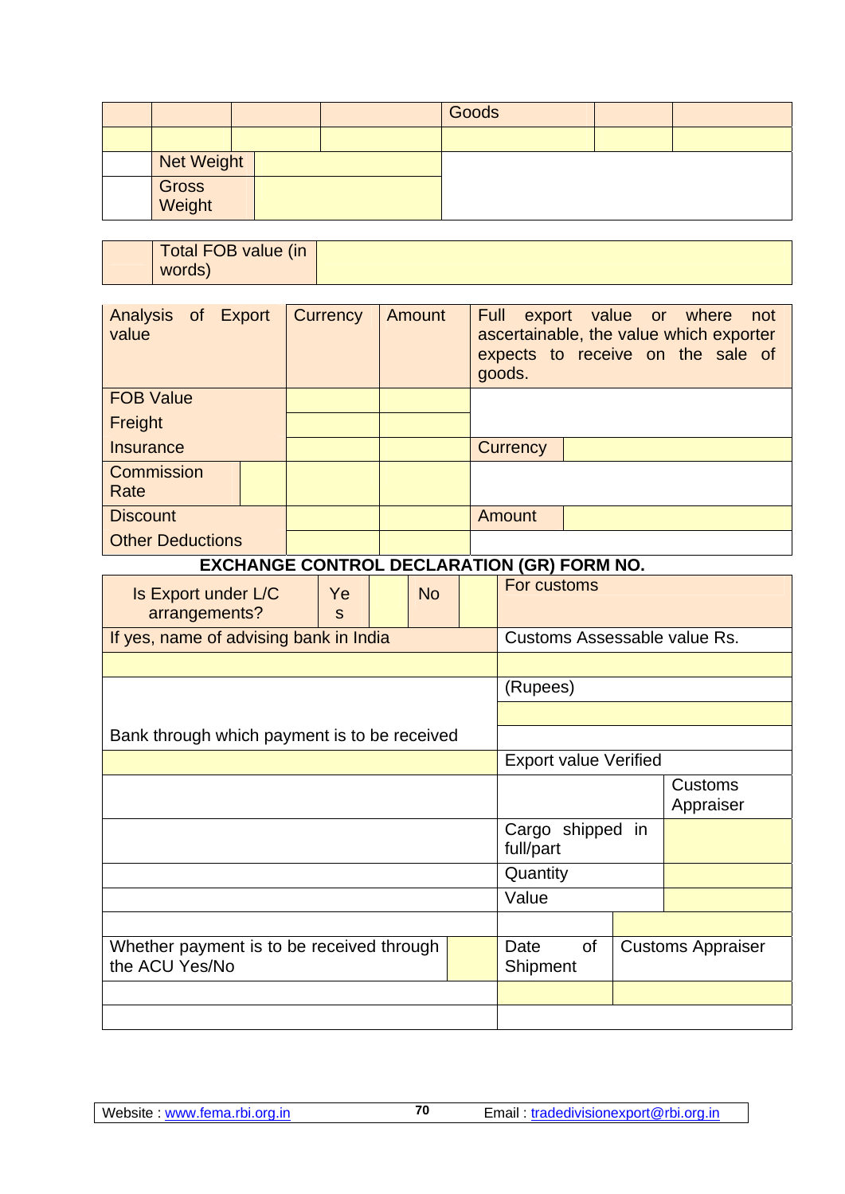| | | | | Goods | | |
|---|---|---|---|---|---|---|
| | | | | | | |
| | Net Weight | | | | | |
| | Gross Weight | | | | | |

| | Total FOB value (in words) | |
|---|---|---|

| Analysis of Export value | | Currency | Amount | Full export value or where not ascertainable, the value which exporter expects to receive on the sale of goods. | |
|---|---|---|---|---|---|
| FOB Value | | | | | |
| Freight | | | | | |
| Insurance | | | | Currency | |
| Commission Rate | | | | | |
| Discount | | | | Amount | |
| Other Deductions | | | | | |

**EXCHANGE CONTROL DECLARATION (GR) FORM NO.**

| Is Export under L/C arrangements? | Yes | | No | | For customs | |
|---|---|---|---|---|---|---|
| If yes, name of advising bank in India | | | | | Customs Assessable value Rs. | |
| | | | | | | |
| | | | | | (Rupees) | |
| | | | | | | |
| Bank through which payment is to be received | | | | | | |
| | | | | | Export value Verified | |
| | | | | | | Customs Appraiser |
| | | | | | Cargo shipped in full/part | |
| | | | | | Quantity | |
| | | | | | Value | |
| | | | | | | |
| Whether payment is to be received through the ACU Yes/No | | | | | Date of Shipment | Customs Appraiser |
| | | | | | | |
| | | | | | | |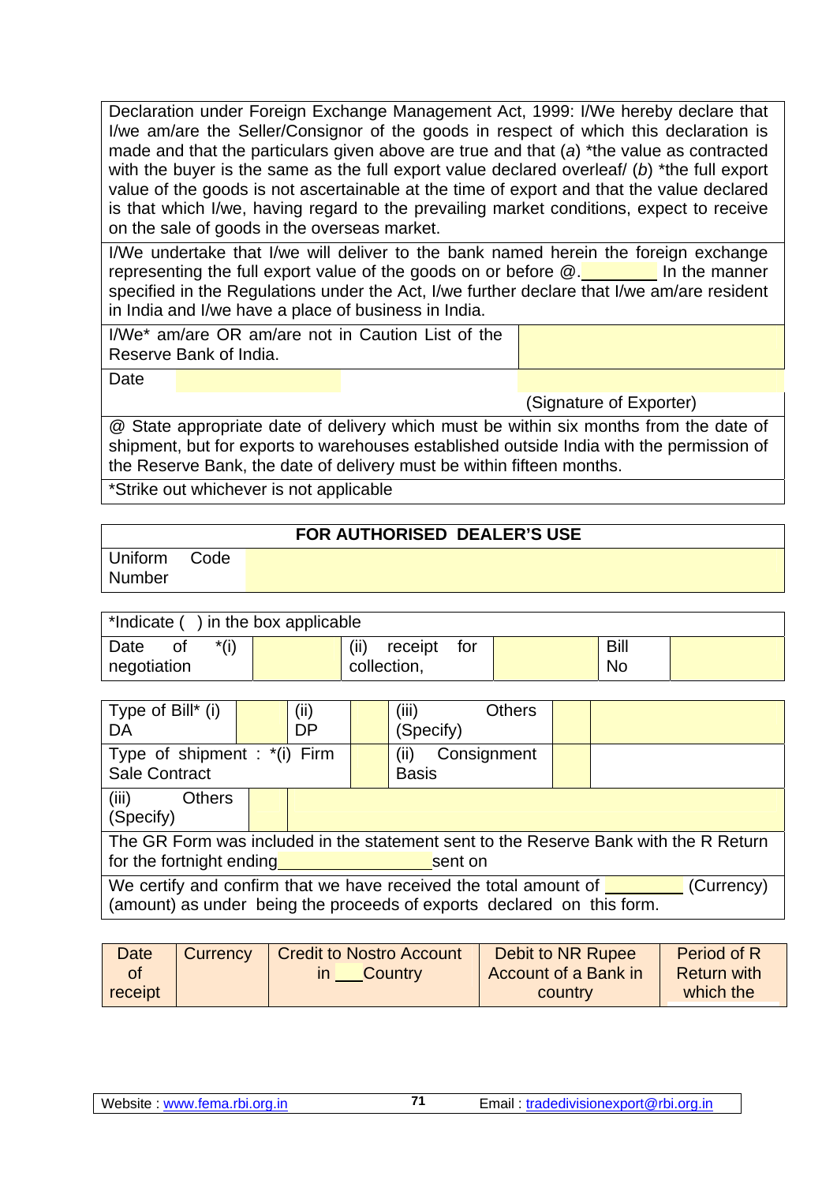| Declaration under Foreign Exchange Management Act, 1999: I/We hereby declare that I/we am/are the Seller/Consignor of the goods in respect of which this declaration is made and that the particulars given above are true and that (*a*) *the value as contracted with the buyer is the same as the full export value declared overleaf/ (*b*) *the full export value of the goods is not ascertainable at the time of export and that the value declared is that which I/we, having regard to the prevailing market conditions, expect to receive on the sale of goods in the overseas market. | |
|---|---|
| I/We undertake that I/we will deliver to the bank named herein the foreign exchange representing the full export value of the goods on or before @.________ In the manner specified in the Regulations under the Act, I/we further declare that I/we am/are resident in India and I/we have a place of business in India. | |
| I/We* am/are OR am/are not in Caution List of the Reserve Bank of India. | |
| Date | (Signature of Exporter) |
| @ State appropriate date of delivery which must be within six months from the date of shipment, but for exports to warehouses established outside India with the permission of the Reserve Bank, the date of delivery must be within fifteen months. | |
| *Strike out whichever is not applicable | |

| FOR AUTHORISED DEALER'S USE | |
|---|---|
| Uniform Code Number | |

| *Indicate ( ) in the box applicable | | | | | |
|---|---|---|---|---|---|
| Date of negotiation | *(i) | (ii) receipt for collection, | | Bill No | |

| Type of Bill* (i) DA | | (ii) DP | | (iii) Others (Specify) | | |
|---|---|---|---|---|---|---|
| Type of shipment : *(i) Firm Sale Contract | | | | (ii) Consignment Basis | | |
| (iii) Others (Specify) | | | | | | |
| The GR Form was included in the statement sent to the Reserve Bank with the R Return for the fortnight ending________________sent on | | | | | | |
| We certify and confirm that we have received the total amount of ________ (Currency) (amount) as under being the proceeds of exports declared on this form. | | | | | | |

| Date of receipt | Currency | Credit to Nostro Account in ___Country | Debit to NR Rupee Account of a Bank in country | Period of R Return with which the |
|---|---|---|---|---|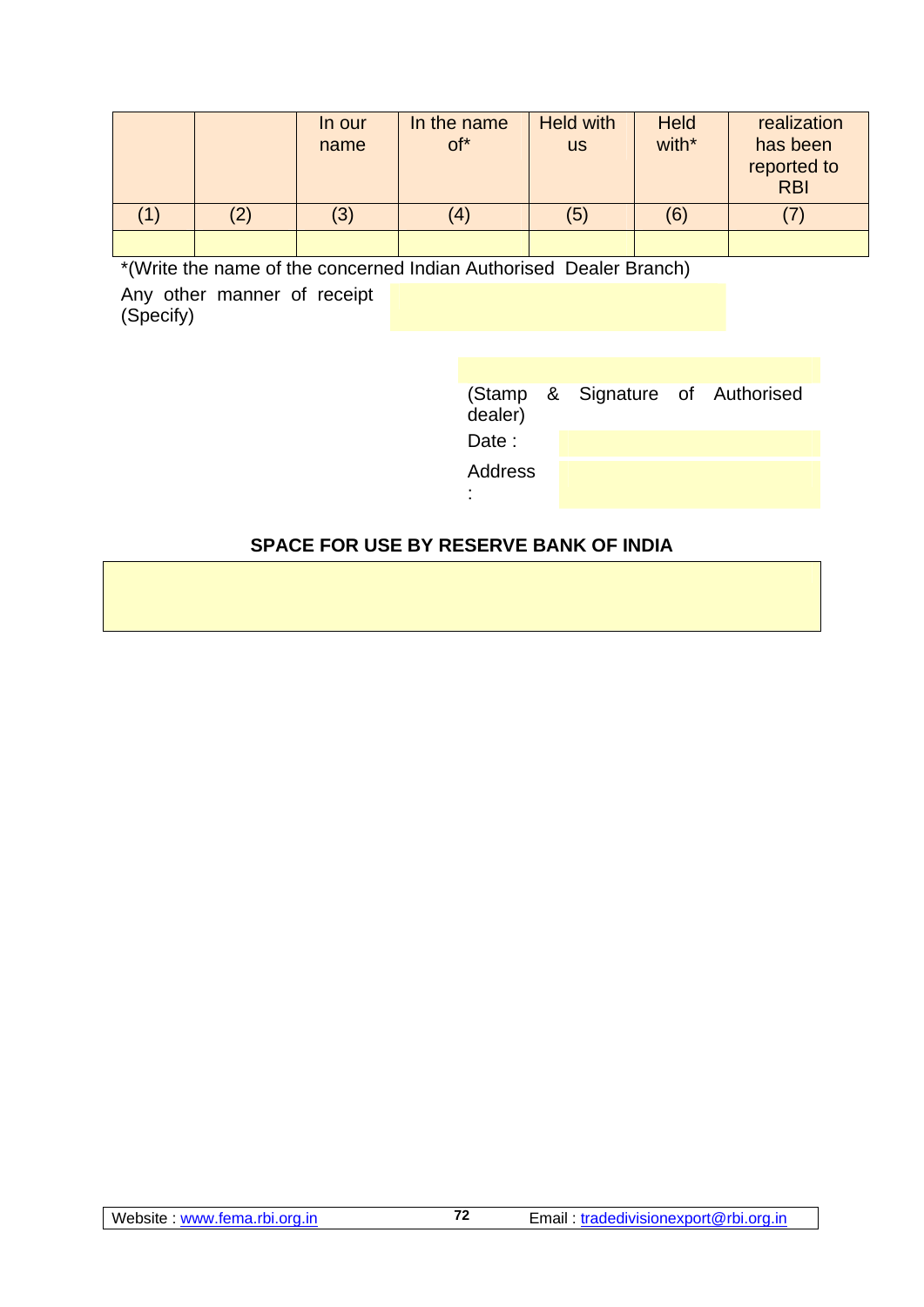|  |  | In our name | In the name of* | Held with us | Held with* | realization has been reported to RBI |
|---|---|---|---|---|---|---|
| (1) | (2) | (3) | (4) | (5) | (6) | (7) |
|  |  |  |  |  |  |  |

*(Write the name of the concerned Indian Authorised Dealer Branch)

Any other manner of receipt (Specify)

(Stamp & Signature of Authorised dealer)

Date :

Address :

**SPACE FOR USE BY RESERVE BANK OF INDIA**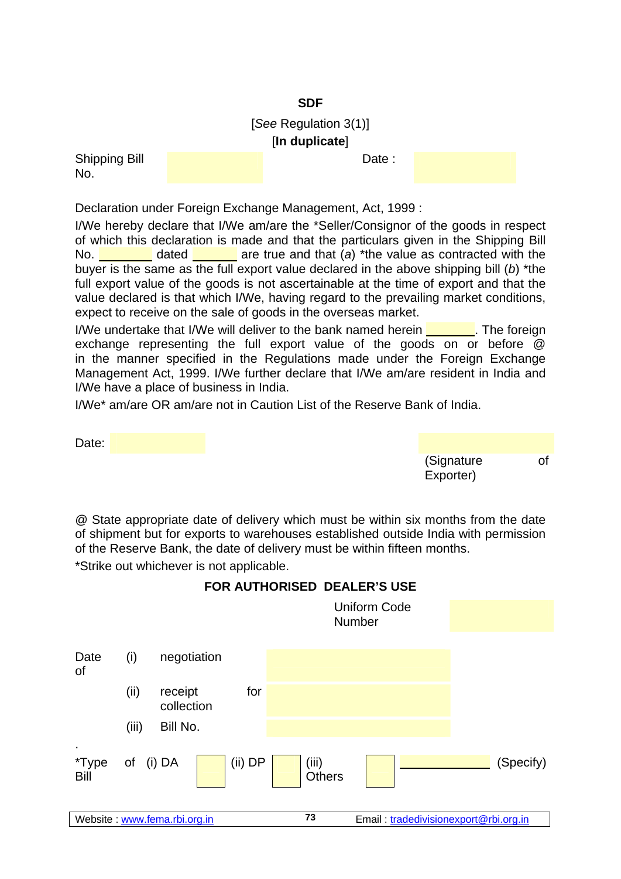**SDF**

[*See* Regulation 3(1)]

[**In duplicate**]

| Shipping Bill No. | | Date : | |
|---|---|---|---|

Declaration under Foreign Exchange Management, Act, 1999 :

I/We hereby declare that I/We am/are the *Seller/Consignor of the goods in respect of which this declaration is made and that the particulars given in the Shipping Bill No. ________ dated _______ are true and that (*a*) *the value as contracted with the buyer is the same as the full export value declared in the above shipping bill (*b*) *the full export value of the goods is not ascertainable at the time of export and that the value declared is that which I/We, having regard to the prevailing market conditions, expect to receive on the sale of goods in the overseas market.

I/We undertake that I/We will deliver to the bank named herein _______. The foreign exchange representing the full export value of the goods on or before @ in the manner specified in the Regulations made under the Foreign Exchange Management Act, 1999. I/We further declare that I/We am/are resident in India and I/We have a place of business in India.

I/We* am/are OR am/are not in Caution List of the Reserve Bank of India.

Date:

(Signature of Exporter)

@ State appropriate date of delivery which must be within six months from the date of shipment but for exports to warehouses established outside India with permission of the Reserve Bank, the date of delivery must be within fifteen months.

*Strike out whichever is not applicable.

**FOR AUTHORISED DEALER'S USE**

Uniform Code Number

| Date of | (i) | negotiation | |
|---|---|---|---|
| | (ii) | receipt for collection | |
| | (iii) | Bill No. | |

*Type of Bill (i) DA [ ] (ii) DP [ ] (iii) Others [ ] ______________ (Specify)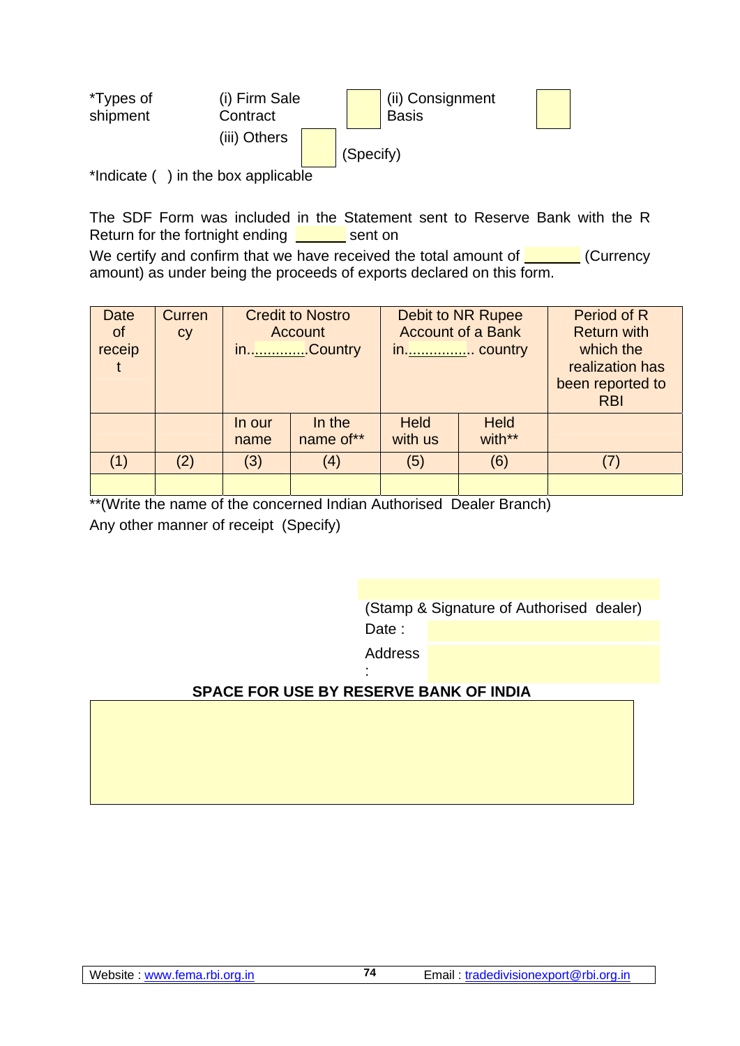*Types of shipment (i) Firm Sale Contract [ ] (ii) Consignment Basis [ ]
(iii) Others [ ] (Specify)

*Indicate ( ) in the box applicable

The SDF Form was included in the Statement sent to Reserve Bank with the R Return for the fortnight ending ______ sent on

We certify and confirm that we have received the total amount of _______ (Currency amount) as under being the proceeds of exports declared on this form.

| Date of receipt | Currency | Credit to Nostro Account in.............Country | | Debit to NR Rupee Account of a Bank in................. country | | Period of R Return with which the realization has been reported to RBI |
|---|---|---|---|---|---|---|
| | | In our name | In the name of** | Held with us | Held with** | |
| (1) | (2) | (3) | (4) | (5) | (6) | (7) |
| | | | | | | |

**(Write the name of the concerned Indian Authorised Dealer Branch)

Any other manner of receipt (Specify)

(Stamp & Signature of Authorised dealer)

Date :

Address :

**SPACE FOR USE BY RESERVE BANK OF INDIA**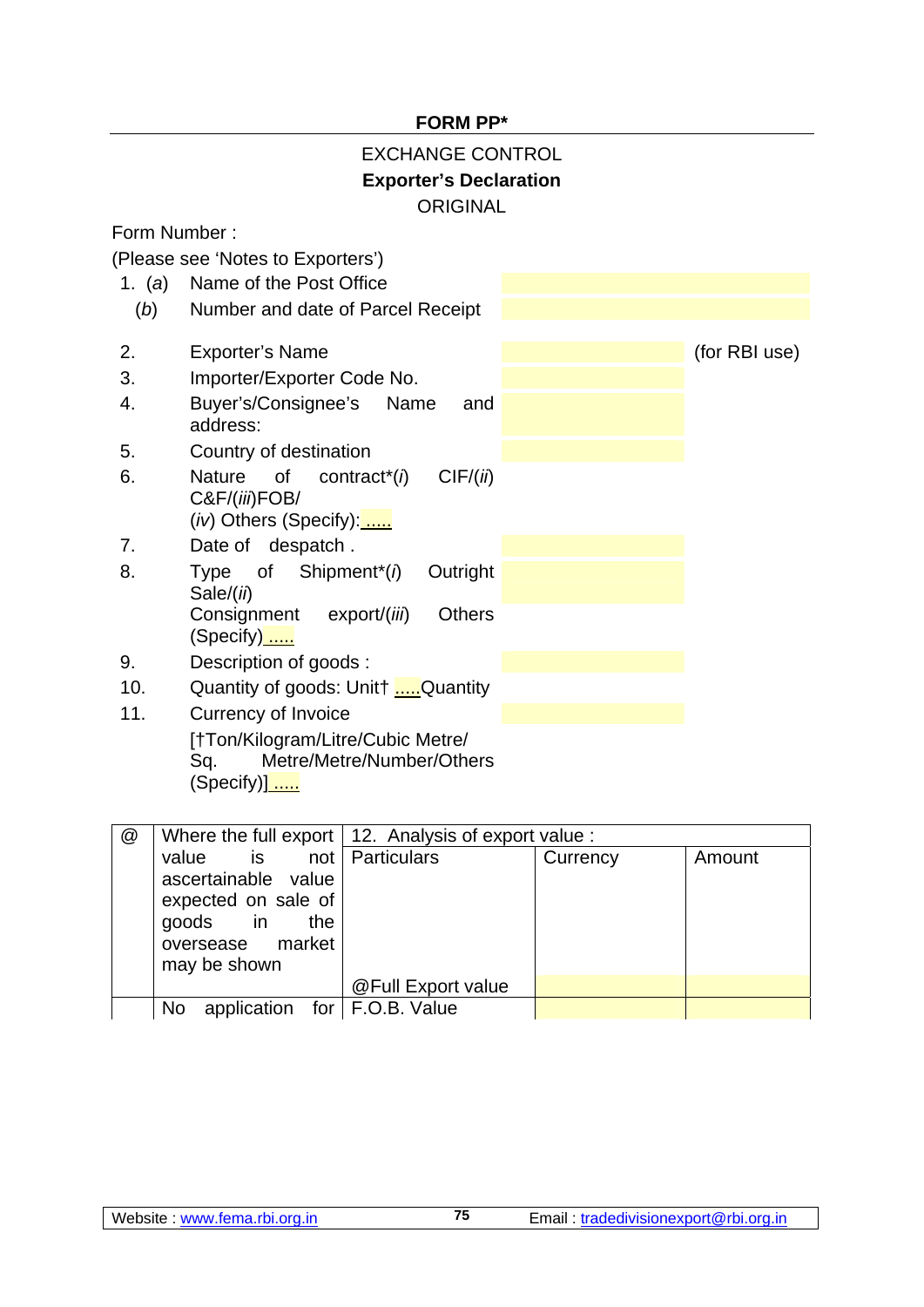**FORM PP***

EXCHANGE CONTROL

**Exporter's Declaration**

ORIGINAL

Form Number :

(Please see 'Notes to Exporters')

1. (*a*) Name of the Post Office
   (*b*) Number and date of Parcel Receipt
2. Exporter's Name (for RBI use)
3. Importer/Exporter Code No.
4. Buyer's/Consignee's Name and address:
5. Country of destination
6. Nature of contract*(*i*) CIF/(*ii*) C&F/(*iii*)FOB/ (*iv*) Others (Specify): .....
7. Date of despatch .
8. Type of Shipment*(*i*) Outright Sale/(*ii*) Consignment export/(*iii*) Others (Specify) .....
9. Description of goods :
10. Quantity of goods: Unit† .....Quantity
11. Currency of Invoice
    [†Ton/Kilogram/Litre/Cubic Metre/ Sq. Metre/Metre/Number/Others (Specify)] .....

| @ | Where the full export value is not ascertainable value expected on sale of goods in the oversease market may be shown | 12. Analysis of export value : | | |
|---|---|---|---|---|
| | | Particulars | Currency | Amount |
| | | @Full Export value | | |
| | No application for | F.O.B. Value | | |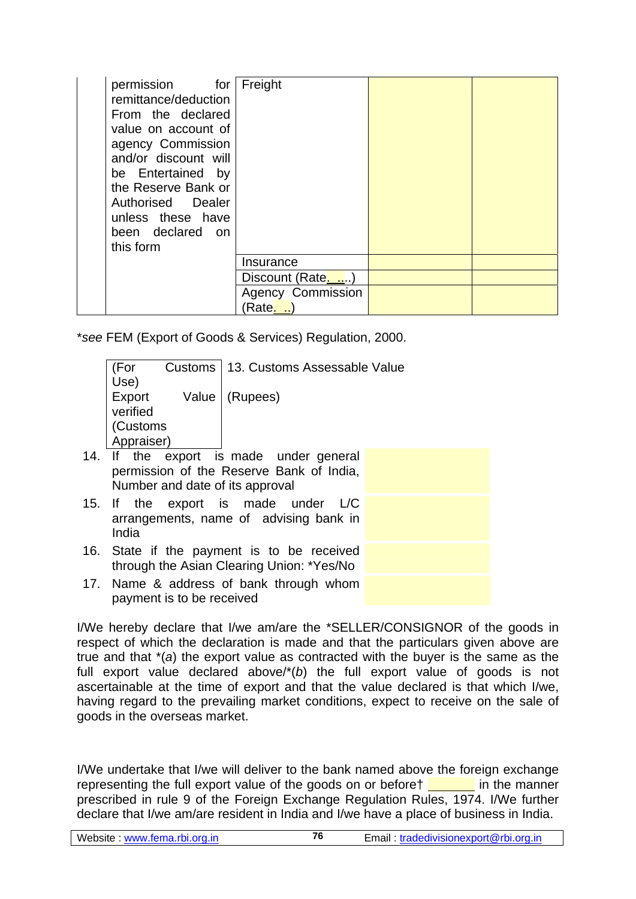| | | | | |
|---|---|---|---|---|
| | permission for remittance/deduction From the declared value on account of agency Commission and/or discount will be Entertained by the Reserve Bank or Authorised Dealer unless these have been declared on this form | Freight | | |
| | | Insurance | | |
| | | Discount (Rate. ....) | | |
| | | Agency Commission (Rate. ..) | | |

*see* FEM (Export of Goods & Services) Regulation, 2000.

| (For Customs Use) Export Value verified (Customs Appraiser) | 13. Customs Assessable Value (Rupees) |
|---|---|

14. If the export is made under general permission of the Reserve Bank of India, Number and date of its approval
15. If the export is made under L/C arrangements, name of advising bank in India
16. State if the payment is to be received through the Asian Clearing Union: *Yes/No
17. Name & address of bank through whom payment is to be received

I/We hereby declare that I/we am/are the *SELLER/CONSIGNOR of the goods in respect of which the declaration is made and that the particulars given above are true and that *(*a*) the export value as contracted with the buyer is the same as the full export value declared above/*(*b*) the full export value of goods is not ascertainable at the time of export and that the value declared is that which I/we, having regard to the prevailing market conditions, expect to receive on the sale of goods in the overseas market.

I/We undertake that I/we will deliver to the bank named above the foreign exchange representing the full export value of the goods on or before† _______ in the manner prescribed in rule 9 of the Foreign Exchange Regulation Rules, 1974. I/We further declare that I/we am/are resident in India and I/we have a place of business in India.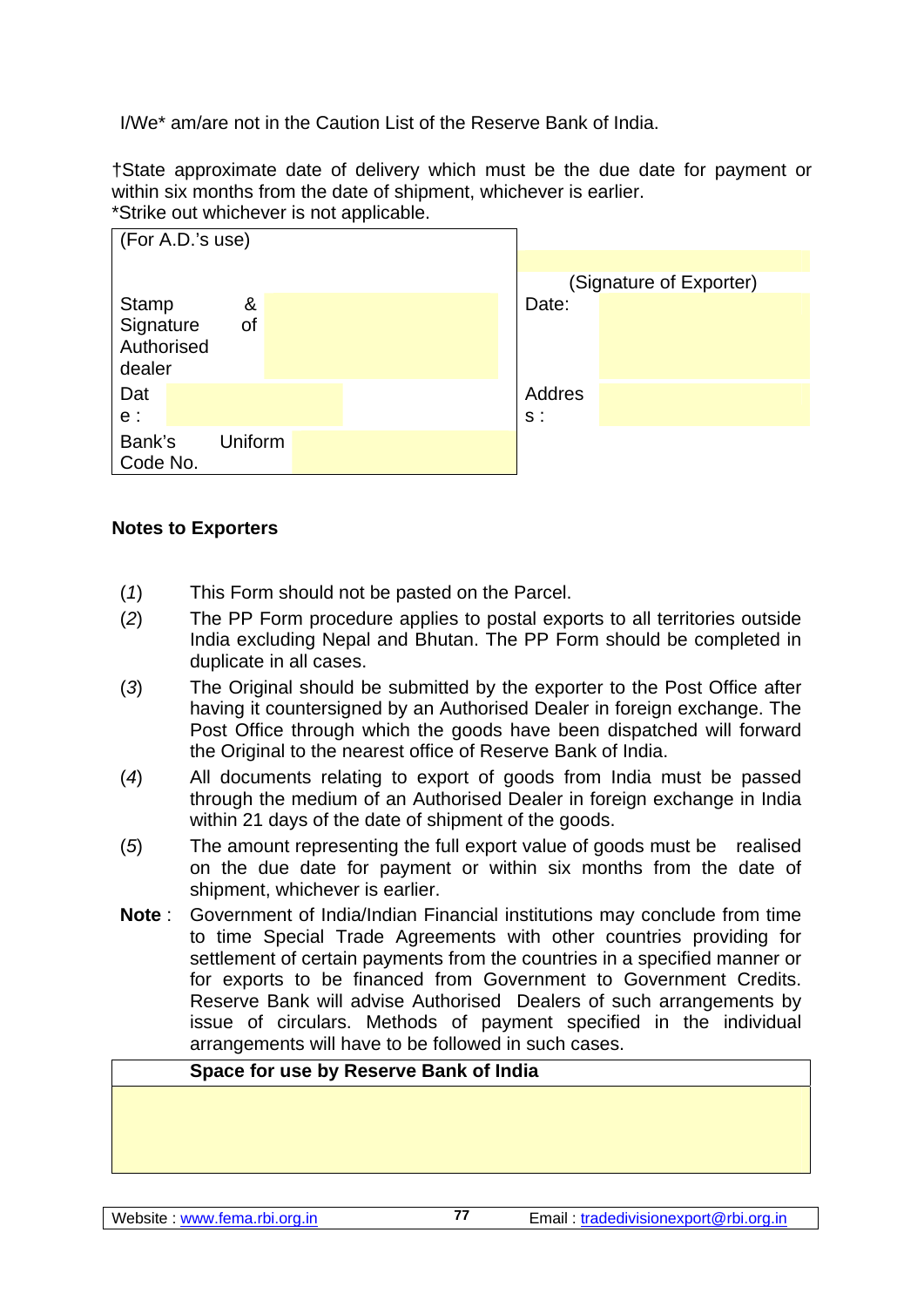I/We* am/are not in the Caution List of the Reserve Bank of India.

†State approximate date of delivery which must be the due date for payment or within six months from the date of shipment, whichever is earlier.
*Strike out whichever is not applicable.

| (For A.D.'s use) | |
|---|---|
| | (Signature of Exporter) |
| Stamp & Signature of Authorised dealer | Date: |
| Date : | Address : |
| Bank's Uniform Code No. | |

**Notes to Exporters**

(*1*) This Form should not be pasted on the Parcel.

(*2*) The PP Form procedure applies to postal exports to all territories outside India excluding Nepal and Bhutan. The PP Form should be completed in duplicate in all cases.

(*3*) The Original should be submitted by the exporter to the Post Office after having it countersigned by an Authorised Dealer in foreign exchange. The Post Office through which the goods have been dispatched will forward the Original to the nearest office of Reserve Bank of India.

(*4*) All documents relating to export of goods from India must be passed through the medium of an Authorised Dealer in foreign exchange in India within 21 days of the date of shipment of the goods.

(*5*) The amount representing the full export value of goods must be realised on the due date for payment or within six months from the date of shipment, whichever is earlier.

**Note** : Government of India/Indian Financial institutions may conclude from time to time Special Trade Agreements with other countries providing for settlement of certain payments from the countries in a specified manner or for exports to be financed from Government to Government Credits. Reserve Bank will advise Authorised Dealers of such arrangements by issue of circulars. Methods of payment specified in the individual arrangements will have to be followed in such cases.

| **Space for use by Reserve Bank of India** |
|---|
| |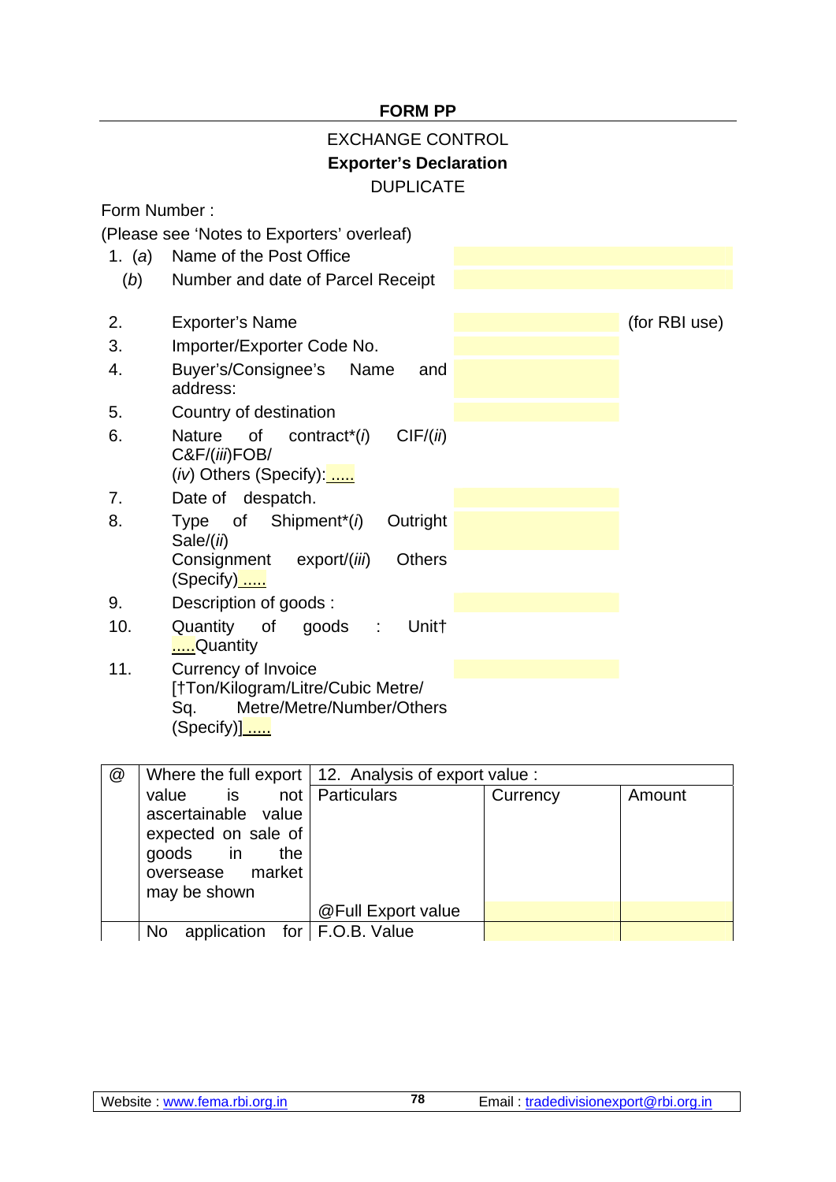**FORM PP**

EXCHANGE CONTROL

**Exporter's Declaration**

DUPLICATE

Form Number :

(Please see 'Notes to Exporters' overleaf)

| | | | |
|---|---|---|---|
| 1. (*a*) | Name of the Post Office | | |
| (*b*) | Number and date of Parcel Receipt | | |
| 2. | Exporter's Name | | (for RBI use) |
| 3. | Importer/Exporter Code No. | | |
| 4. | Buyer's/Consignee's Name and address: | | |
| 5. | Country of destination | | |
| 6. | Nature of contract*(*i*) CIF/(*ii*) C&F/(*iii*)FOB/ (*iv*) Others (Specify): ..... | | |
| 7. | Date of despatch. | | |
| 8. | Type of Shipment*(*i*) Outright Sale/(*ii*) Consignment export/(*iii*) Others (Specify) ..... | | |
| 9. | Description of goods : | | |
| 10. | Quantity of goods : Unit† .....Quantity | | |
| 11. | Currency of Invoice [†Ton/Kilogram/Litre/Cubic Metre/ Sq. Metre/Metre/Number/Others (Specify)] ..... | | |

| @ | Where the full export value is not ascertainable value expected on sale of goods in the oversease market may be shown | 12. Analysis of export value : | | |
|---|---|---|---|---|
| | | Particulars | Currency | Amount |
| | | @Full Export value | | |
| | No application for | F.O.B. Value | | |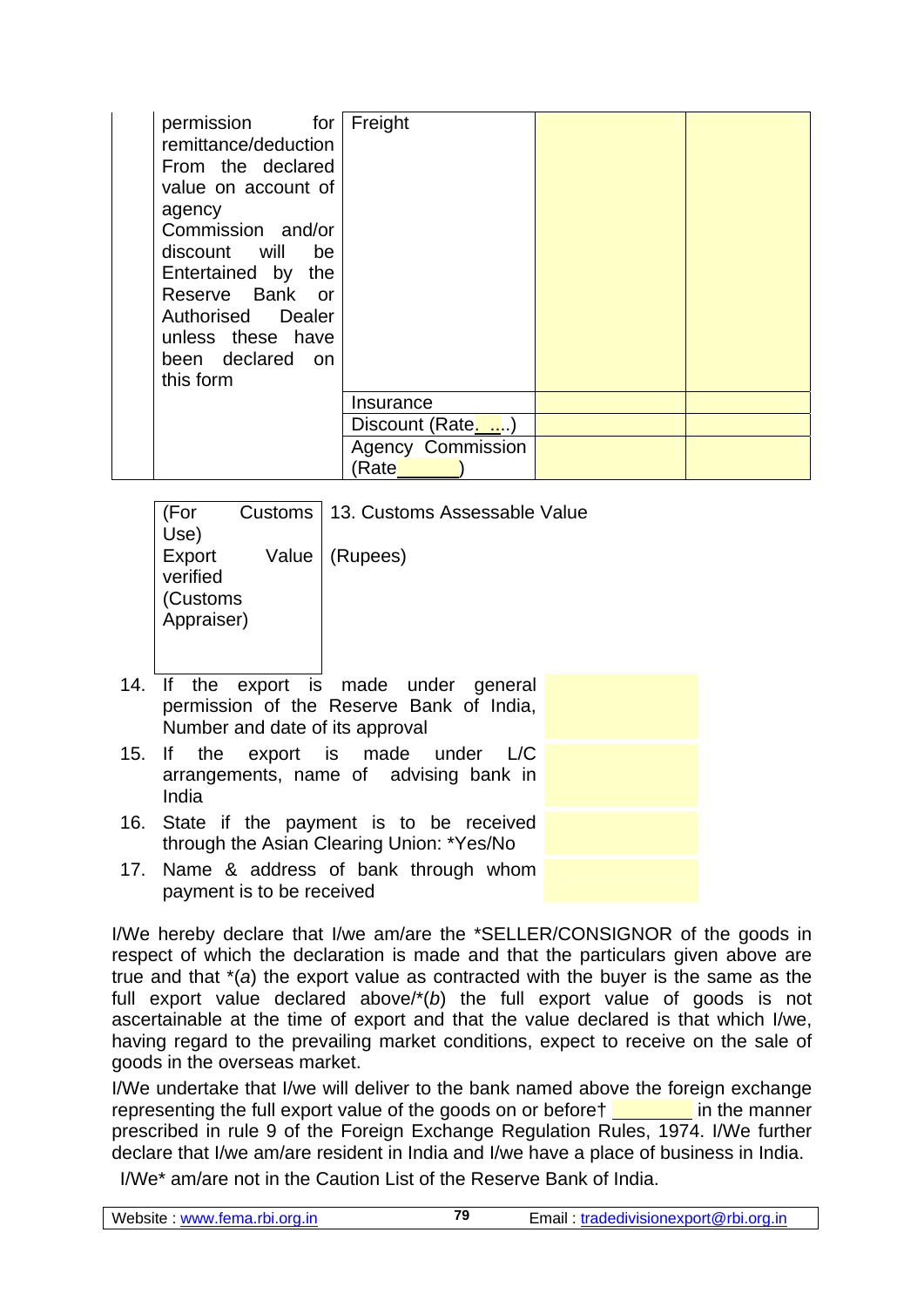| | | | | |
|---|---|---|---|---|
| | permission for remittance/deduction From the declared value on account of agency Commission and/or discount will be Entertained by the Reserve Bank or Authorised Dealer unless these have been declared on this form | Freight | | |
| | | Insurance | | |
| | | Discount (Rate. ....) | | |
| | | Agency Commission (Rate______) | | |

| | |
|---|---|
| (For Customs Use) Export Value verified (Customs Appraiser) | 13. Customs Assessable Value (Rupees) |

14. If the export is made under general permission of the Reserve Bank of India, Number and date of its approval
15. If the export is made under L/C arrangements, name of advising bank in India
16. State if the payment is to be received through the Asian Clearing Union: *Yes/No
17. Name & address of bank through whom payment is to be received

I/We hereby declare that I/we am/are the *SELLER/CONSIGNOR of the goods in respect of which the declaration is made and that the particulars given above are true and that *(*a*) the export value as contracted with the buyer is the same as the full export value declared above/*(*b*) the full export value of goods is not ascertainable at the time of export and that the value declared is that which I/we, having regard to the prevailing market conditions, expect to receive on the sale of goods in the overseas market.

I/We undertake that I/we will deliver to the bank named above the foreign exchange representing the full export value of the goods on or before† ________ in the manner prescribed in rule 9 of the Foreign Exchange Regulation Rules, 1974. I/We further declare that I/we am/are resident in India and I/we have a place of business in India.

I/We* am/are not in the Caution List of the Reserve Bank of India.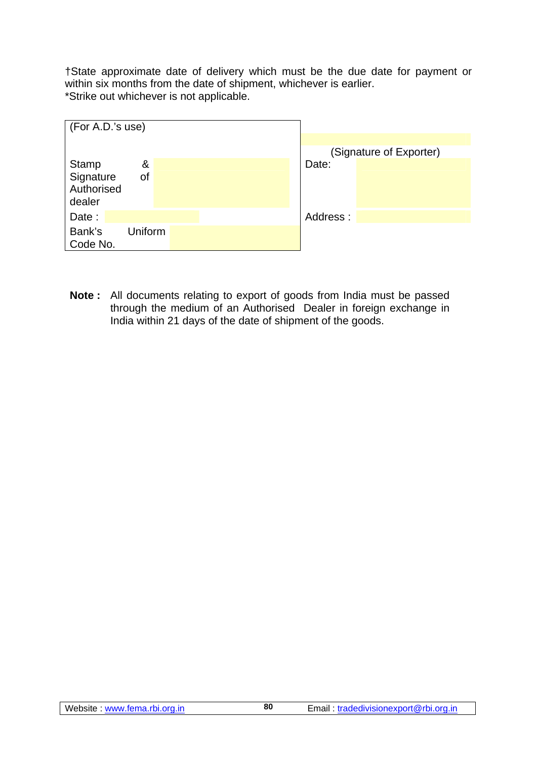†State approximate date of delivery which must be the due date for payment or within six months from the date of shipment, whichever is earlier.
*Strike out whichever is not applicable.

| (For A.D.'s use) | |
|---|---|
| | (Signature of Exporter) |
| Stamp & Signature of Authorised dealer | Date: |
| Date : | Address : |
| Bank's Uniform Code No. | |

**Note :** All documents relating to export of goods from India must be passed through the medium of an Authorised Dealer in foreign exchange in India within 21 days of the date of shipment of the goods.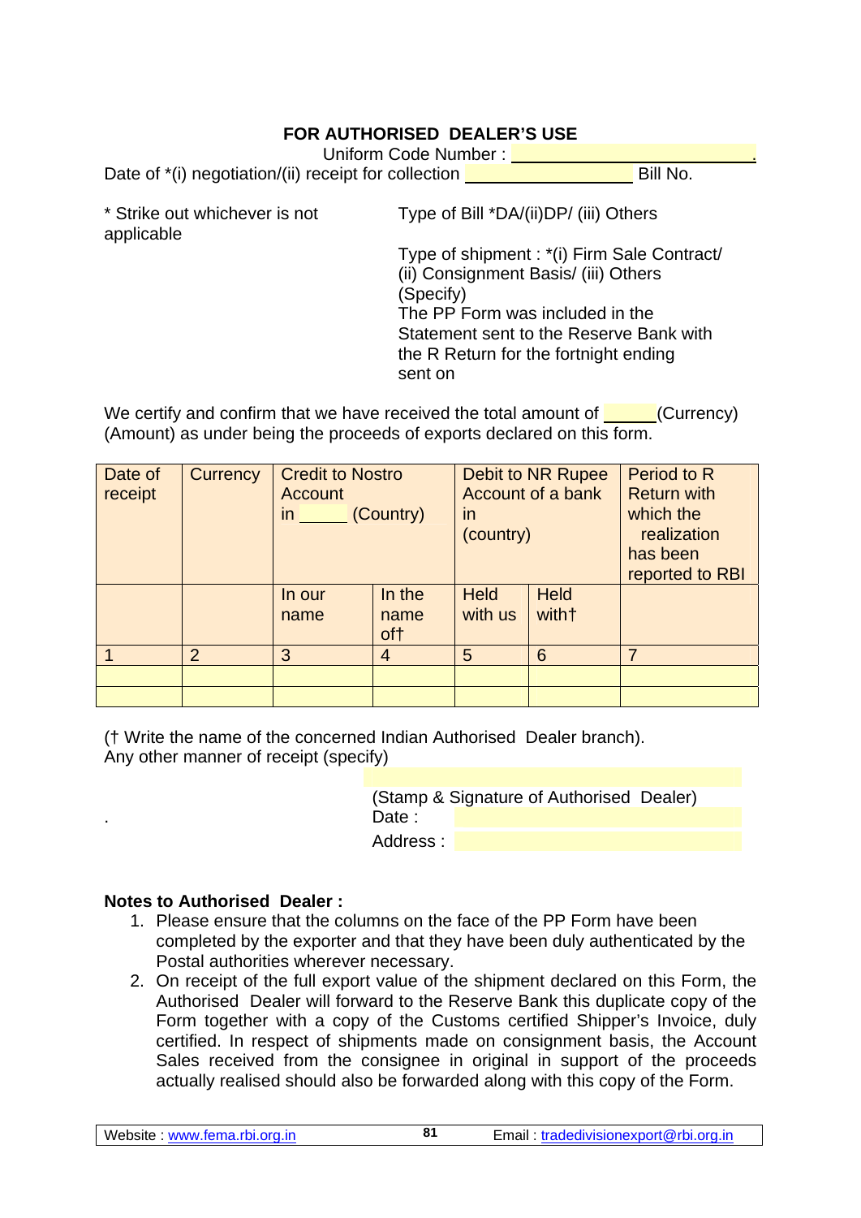**FOR AUTHORISED DEALER'S USE**

Uniform Code Number : ______________________________.

Date of *(i) negotiation/(ii) receipt for collection ____________________ Bill No.

\* Strike out whichever is not applicable

Type of Bill *DA/(ii)DP/ (iii) Others

Type of shipment : *(i) Firm Sale Contract/ (ii) Consignment Basis/ (iii) Others (Specify)

The PP Form was included in the Statement sent to the Reserve Bank with the R Return for the fortnight ending sent on

We certify and confirm that we have received the total amount of ______(Currency) (Amount) as under being the proceeds of exports declared on this form.

| Date of receipt | Currency | Credit to Nostro Account in ______ (Country) | | Debit to NR Rupee Account of a bank in (country) | | Period to R Return with which the realization has been reported to RBI |
|---|---|---|---|---|---|---|
| | | In our name | In the name of† | Held with us | Held with† | |
| 1 | 2 | 3 | 4 | 5 | 6 | 7 |
| | | | | | | |
| | | | | | | |

(† Write the name of the concerned Indian Authorised Dealer branch).
Any other manner of receipt (specify)

(Stamp & Signature of Authorised Dealer)
Date :
Address :

**Notes to Authorised Dealer :**

1. Please ensure that the columns on the face of the PP Form have been completed by the exporter and that they have been duly authenticated by the Postal authorities wherever necessary.
2. On receipt of the full export value of the shipment declared on this Form, the Authorised Dealer will forward to the Reserve Bank this duplicate copy of the Form together with a copy of the Customs certified Shipper's Invoice, duly certified. In respect of shipments made on consignment basis, the Account Sales received from the consignee in original in support of the proceeds actually realised should also be forwarded along with this copy of the Form.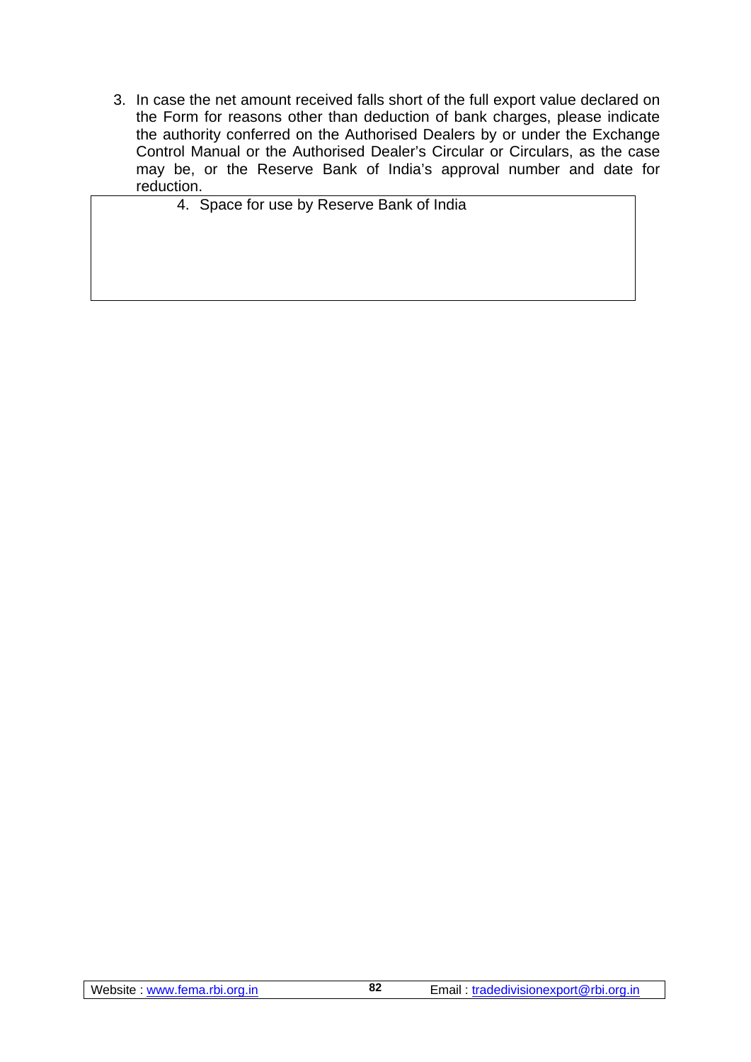3. In case the net amount received falls short of the full export value declared on the Form for reasons other than deduction of bank charges, please indicate the authority conferred on the Authorised Dealers by or under the Exchange Control Manual or the Authorised Dealer's Circular or Circulars, as the case may be, or the Reserve Bank of India's approval number and date for reduction.

| 4. Space for use by Reserve Bank of India |
|---|
| |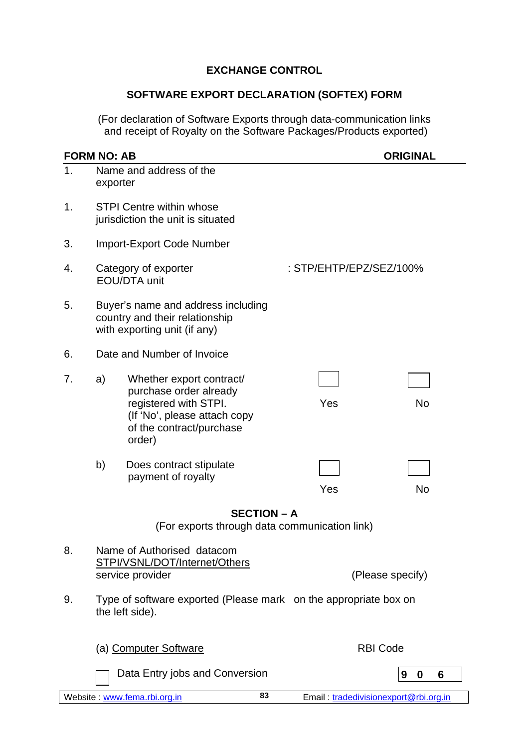**EXCHANGE CONTROL**

**SOFTWARE EXPORT DECLARATION (SOFTEX) FORM**

(For declaration of Software Exports through data-communication links and receipt of Royalty on the Software Packages/Products exported)

**FORM NO: AB** **ORIGINAL**

1. Name and address of the exporter

1. STPI Centre within whose jurisdiction the unit is situated

3. Import-Export Code Number

4. Category of exporter EOU/DTA unit : STP/EHTP/EPZ/SEZ/100%

5. Buyer's name and address including country and their relationship with exporting unit (if any)

6. Date and Number of Invoice

7. a) Whether export contract/ purchase order already registered with STPI. (If 'No', please attach copy of the contract/purchase order) ☐ Yes ☐ No

   b) Does contract stipulate payment of royalty ☐ Yes ☐ No

**SECTION – A**

(For exports through data communication link)

8. Name of Authorised datacom <u>STPI/VSNL/DOT/Internet/Others</u> service provider (Please specify)

9. Type of software exported (Please mark on the appropriate box on the left side).

(a) <u>Computer Software</u> RBI Code

☐ Data Entry jobs and Conversion **9 0 6**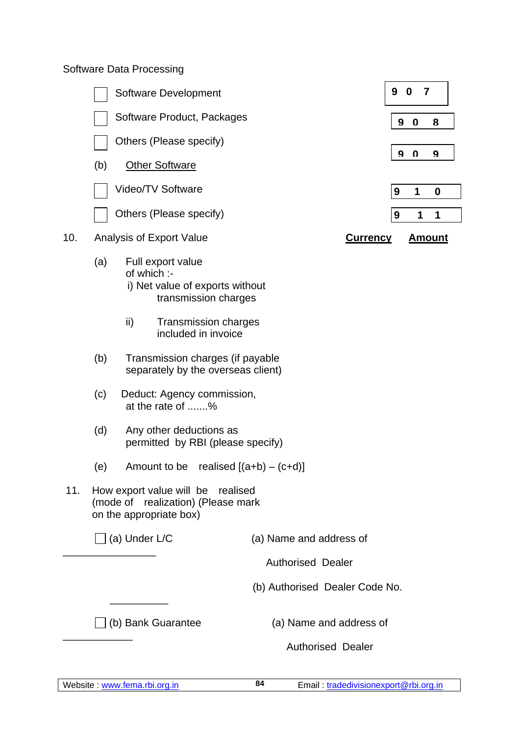Software Data Processing

| | | Code |
|---|---|---|
| ☐ | Software Development | 9 0 7 |
| ☐ | Software Product, Packages | 9 0 8 |
| ☐ | Others (Please specify) | 9 0 9 |

(b) Other Software

| | | Code |
|---|---|---|
| ☐ | Video/TV Software | 9 1 0 |
| ☐ | Others (Please specify) | 9 1 1 |

10. Analysis of Export Value — **Currency** — **Amount**

(a) Full export value of which :-
  i) Net value of exports without transmission charges
  ii) Transmission charges included in invoice

(b) Transmission charges (if payable separately by the overseas client)

(c) Deduct: Agency commission, at the rate of .......%

(d) Any other deductions as permitted by RBI (please specify)

(e) Amount to be realised [(a+b) – (c+d)]

11. How export value will be realised (mode of realization) (Please mark on the appropriate box)

☐ (a) Under L/C

________________

(a) Name and address of Authorised Dealer

(b) Authorised Dealer Code No.

__________

☐ (b) Bank Guarantee

____________

(a) Name and address of Authorised Dealer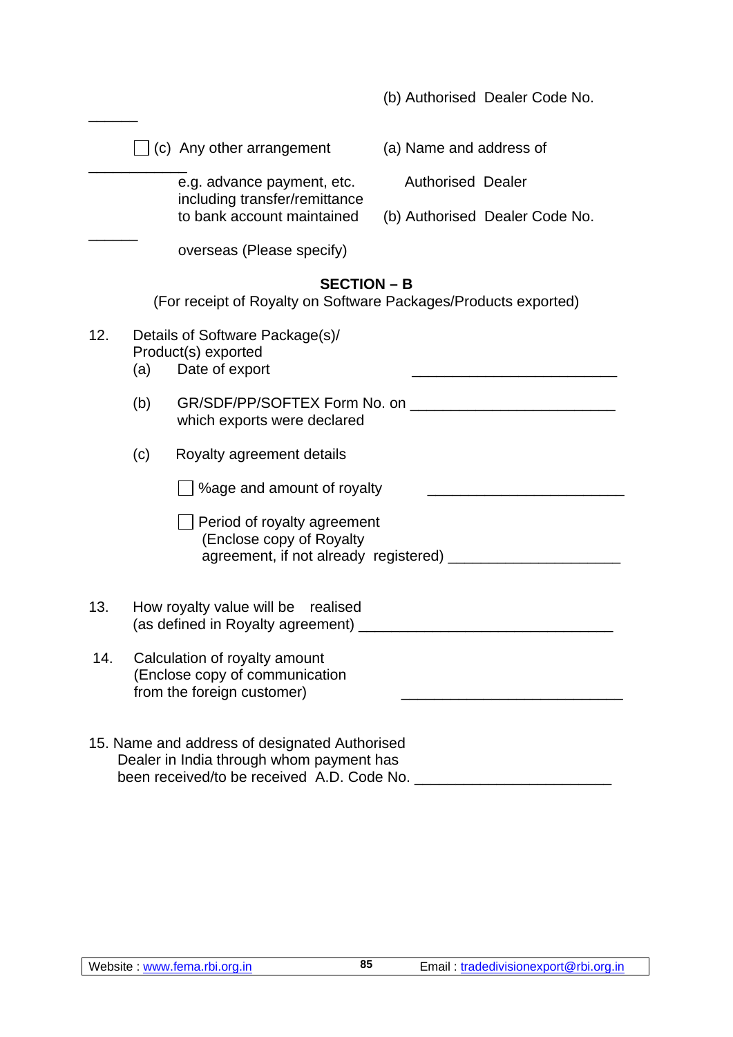(b) Authorised Dealer Code No.

______

☐ (c) Any other arrangement e.g. advance payment, etc. including transfer/remittance to bank account maintained overseas (Please specify)

(a) Name and address of Authorised Dealer ____________

(b) Authorised Dealer Code No. ______

**SECTION – B**

(For receipt of Royalty on Software Packages/Products exported)

12. Details of Software Package(s)/ Product(s) exported
    - (a) Date of export ________________________
    - (b) GR/SDF/PP/SOFTEX Form No. on which exports were declared ________________________
    - (c) Royalty agreement details
      - ☐ %age and amount of royalty ________________________
      - ☐ Period of royalty agreement (Enclose copy of Royalty agreement, if not already registered) ____________________

13. How royalty value will be realised (as defined in Royalty agreement) ______________________________

14. Calculation of royalty amount (Enclose copy of communication from the foreign customer) __________________________

15. Name and address of designated Authorised Dealer in India through whom payment has been received/to be received A.D. Code No. _______________________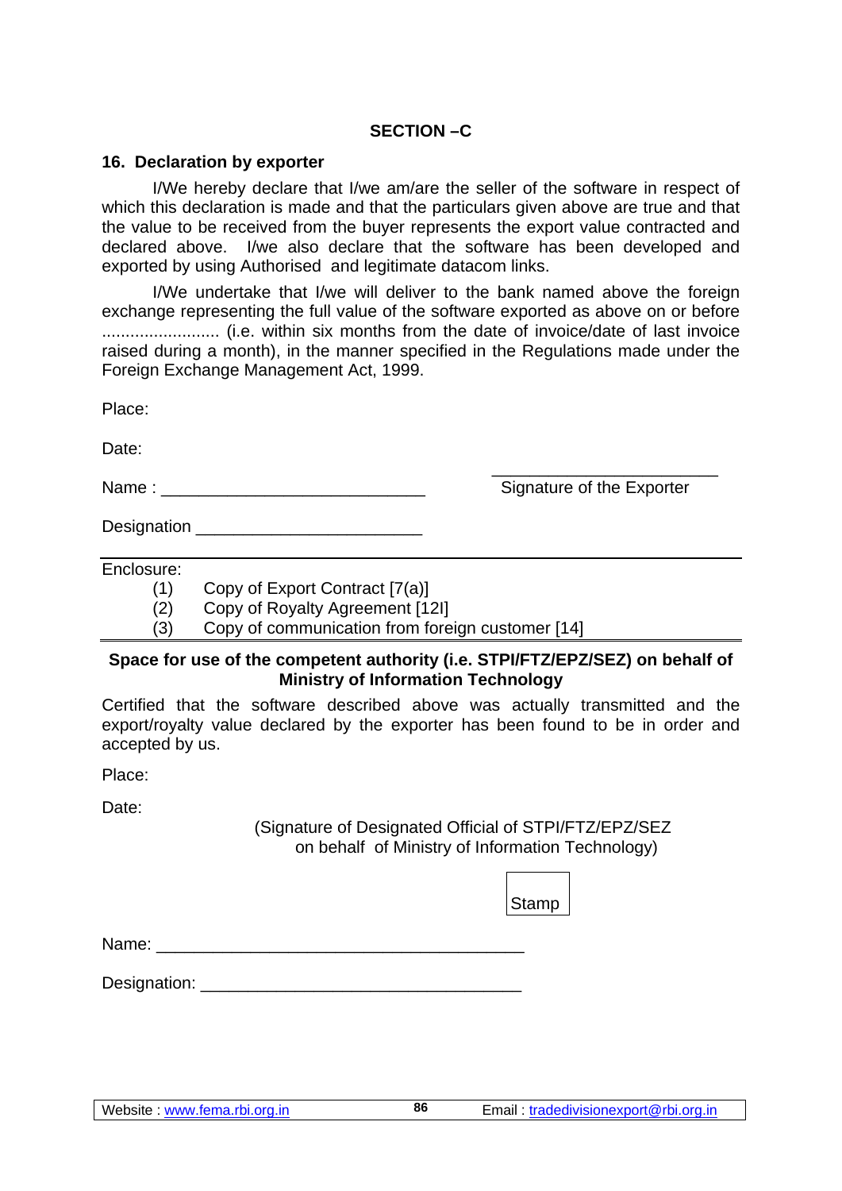## SECTION –C

### 16. Declaration by exporter

I/We hereby declare that I/we am/are the seller of the software in respect of which this declaration is made and that the particulars given above are true and that the value to be received from the buyer represents the export value contracted and declared above. I/we also declare that the software has been developed and exported by using Authorised and legitimate datacom links.

I/We undertake that I/we will deliver to the bank named above the foreign exchange representing the full value of the software exported as above on or before ......................... (i.e. within six months from the date of invoice/date of last invoice raised during a month), in the manner specified in the Regulations made under the Foreign Exchange Management Act, 1999.

Place:

Date:

Name : ____________________________ ________________________ Signature of the Exporter

Designation ________________________

---

Enclosure:

(1) Copy of Export Contract [7(a)]
(2) Copy of Royalty Agreement [12l]
(3) Copy of communication from foreign customer [14]

---

**Space for use of the competent authority (i.e. STPI/FTZ/EPZ/SEZ) on behalf of Ministry of Information Technology**

Certified that the software described above was actually transmitted and the export/royalty value declared by the exporter has been found to be in order and accepted by us.

Place:

Date:

(Signature of Designated Official of STPI/FTZ/EPZ/SEZ on behalf of Ministry of Information Technology)

Stamp

Name: ________________________________________

Designation: __________________________________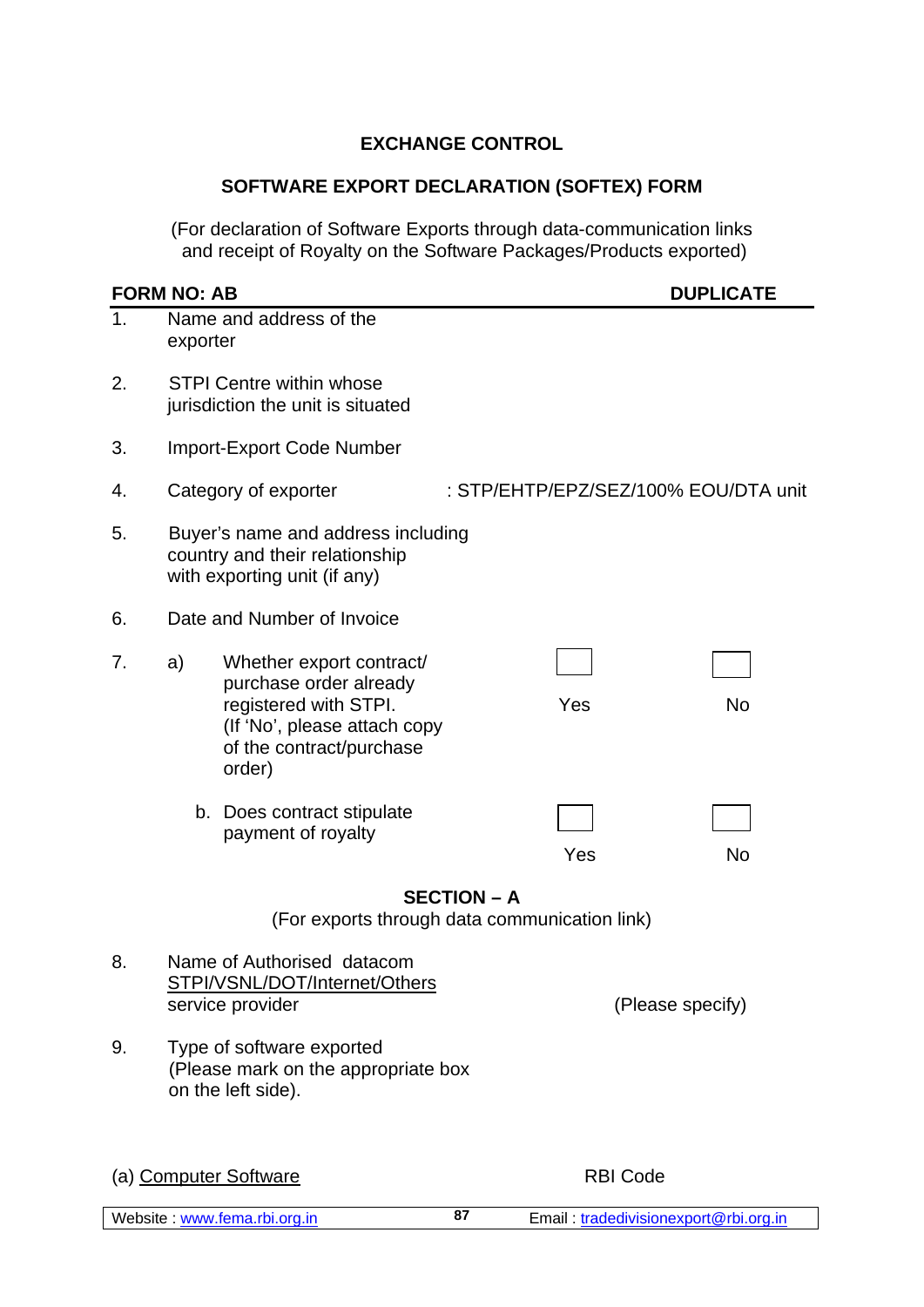**EXCHANGE CONTROL**

**SOFTWARE EXPORT DECLARATION (SOFTEX) FORM**

(For declaration of Software Exports through data-communication links and receipt of Royalty on the Software Packages/Products exported)

**FORM NO: AB** **DUPLICATE**

1. Name and address of the exporter

2. STPI Centre within whose jurisdiction the unit is situated

3. Import-Export Code Number

4. Category of exporter : STP/EHTP/EPZ/SEZ/100% EOU/DTA unit

5. Buyer's name and address including country and their relationship with exporting unit (if any)

6. Date and Number of Invoice

7. a) Whether export contract/ purchase order already registered with STPI. (If 'No', please attach copy of the contract/purchase order) ☐ Yes ☐ No

   b. Does contract stipulate payment of royalty ☐ Yes ☐ No

**SECTION – A**

(For exports through data communication link)

8. Name of Authorised datacom STPI/VSNL/DOT/Internet/Others service provider (Please specify)

9. Type of software exported (Please mark on the appropriate box on the left side).

(a) Computer Software RBI Code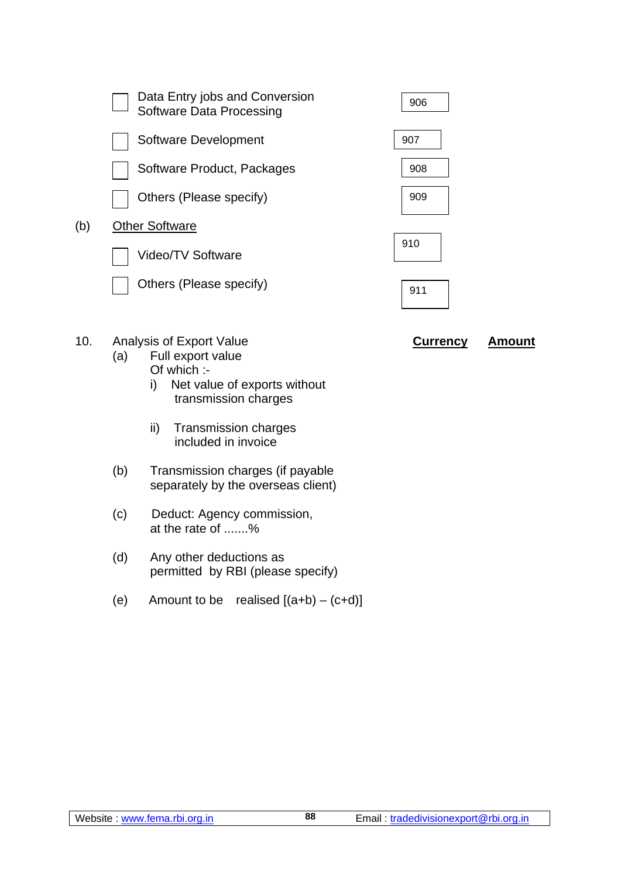- [ ] Data Entry jobs and Conversion Software Data Processing — 906
- [ ] Software Development — 907
- [ ] Software Product, Packages — 908
- [ ] Others (Please specify) — 909

(b) Other Software

- [ ] Video/TV Software — 910
- [ ] Others (Please specify) — 911

10. Analysis of Export Value

| | Currency | Amount |
|---|---|---|
| (a) Full export value<br>Of which :-<br>i) Net value of exports without transmission charges<br>ii) Transmission charges included in invoice | | |
| (b) Transmission charges (if payable separately by the overseas client) | | |
| (c) Deduct: Agency commission, at the rate of .......% | | |
| (d) Any other deductions as permitted by RBI (please specify) | | |
| (e) Amount to be realised [(a+b) – (c+d)] | | |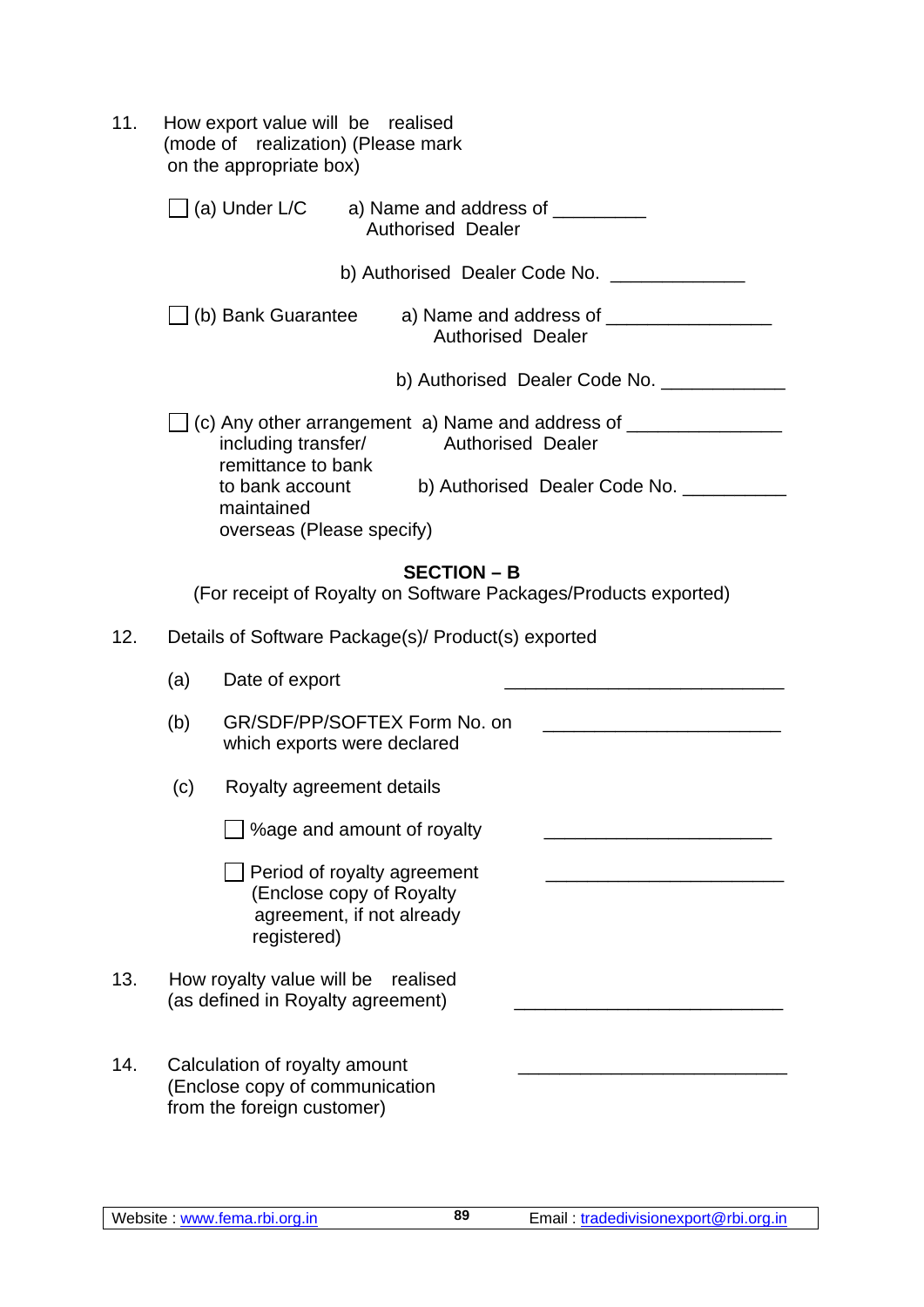11. How export value will be realised (mode of realization) (Please mark on the appropriate box)

☐ (a) Under L/C
   a) Name and address of Authorised Dealer _________
   b) Authorised Dealer Code No. _____________

☐ (b) Bank Guarantee
   a) Name and address of Authorised Dealer _______________
   b) Authorised Dealer Code No. ____________

☐ (c) Any other arrangement including transfer/ remittance to bank to bank account maintained overseas (Please specify)
   a) Name and address of Authorised Dealer ______________
   b) Authorised Dealer Code No. __________

## SECTION – B

(For receipt of Royalty on Software Packages/Products exported)

12. Details of Software Package(s)/ Product(s) exported

   (a) Date of export ___________________________

   (b) GR/SDF/PP/SOFTEX Form No. on which exports were declared _______________________

   (c) Royalty agreement details

   ☐ %age and amount of royalty ______________________

   ☐ Period of royalty agreement (Enclose copy of Royalty agreement, if not already registered) ______________________

13. How royalty value will be realised (as defined in Royalty agreement) __________________________

14. Calculation of royalty amount (Enclose copy of communication from the foreign customer) __________________________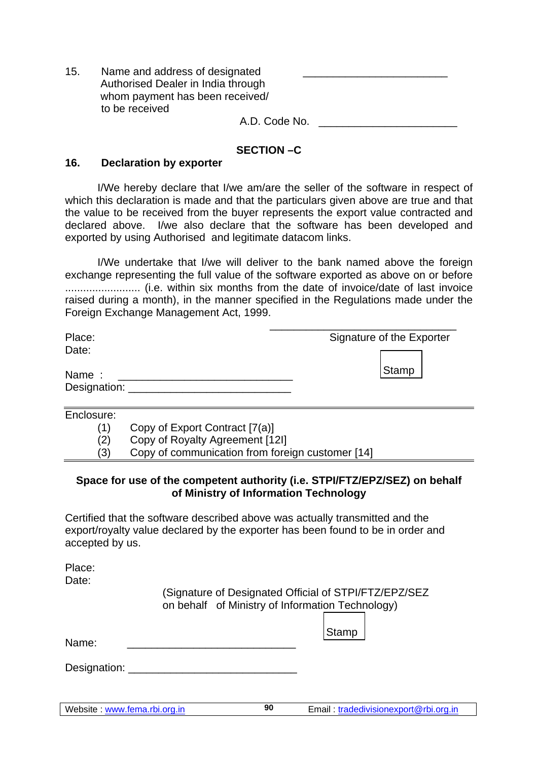15. Name and address of designated Authorised Dealer in India through whom payment has been received/ to be received ________________________

A.D. Code No. ________________________

**SECTION –C**

**16. Declaration by exporter**

I/We hereby declare that I/we am/are the seller of the software in respect of which this declaration is made and that the particulars given above are true and that the value to be received from the buyer represents the export value contracted and declared above. I/we also declare that the software has been developed and exported by using Authorised and legitimate datacom links.

I/We undertake that I/we will deliver to the bank named above the foreign exchange representing the full value of the software exported as above on or before ......................... (i.e. within six months from the date of invoice/date of last invoice raised during a month), in the manner specified in the Regulations made under the Foreign Exchange Management Act, 1999.

Place:

Date:

________________________________
Signature of the Exporter

Name : ____________________________

Designation: ___________________________

Stamp

---

Enclosure:

(1) Copy of Export Contract [7(a)]
(2) Copy of Royalty Agreement [12I]
(3) Copy of communication from foreign customer [14]

---

**Space for use of the competent authority (i.e. STPI/FTZ/EPZ/SEZ) on behalf of Ministry of Information Technology**

Certified that the software described above was actually transmitted and the export/royalty value declared by the exporter has been found to be in order and accepted by us.

Place:

Date:

(Signature of Designated Official of STPI/FTZ/EPZ/SEZ on behalf of Ministry of Information Technology)

Stamp

Name: ____________________________

Designation: ____________________________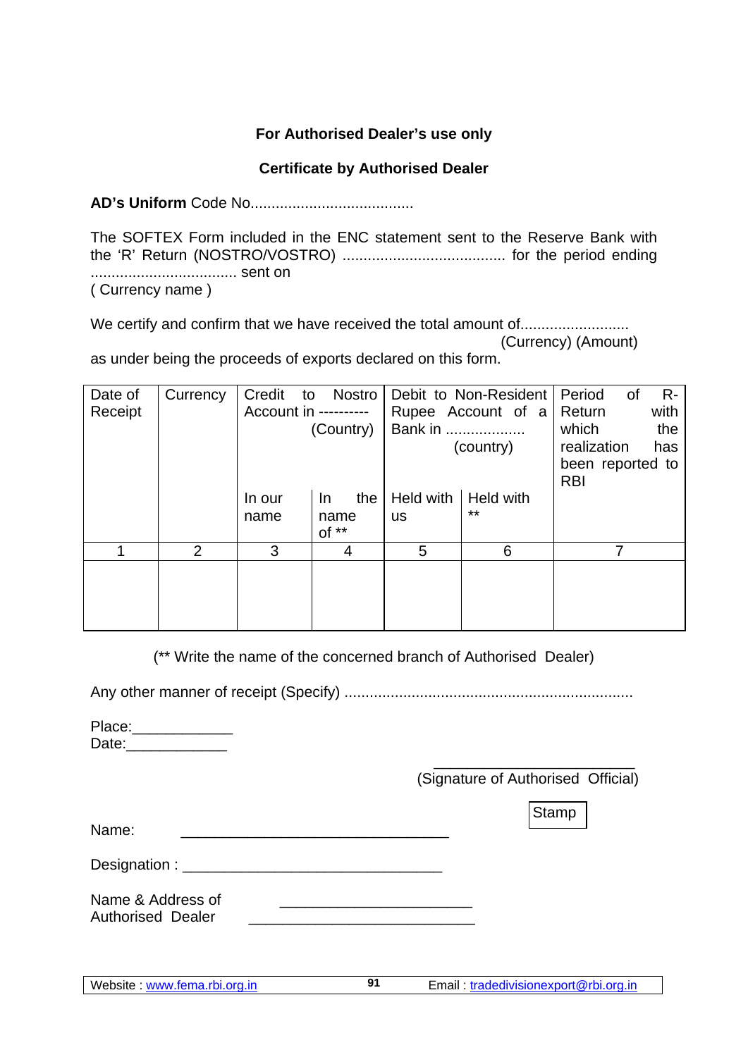**For Authorised Dealer's use only**

**Certificate by Authorised Dealer**

**AD's Uniform** Code No.......................................

The SOFTEX Form included in the ENC statement sent to the Reserve Bank with the 'R' Return (NOSTRO/VOSTRO) ....................................... for the period ending ................................... sent on
( Currency name )

We certify and confirm that we have received the total amount of..........................
(Currency) (Amount)
as under being the proceeds of exports declared on this form.

| Date of Receipt | Currency | Credit to Nostro Account in ---------- (Country) | | Debit to Non-Resident Rupee Account of a Bank in .................. (country) | | Period of R-Return with which the realization has been reported to RBI |
|---|---|---|---|---|---|---|
| | | In our name | In the name of ** | Held with us | Held with ** | |
| 1 | 2 | 3 | 4 | 5 | 6 | 7 |
| | | | | | | |

(** Write the name of the concerned branch of Authorised Dealer)

Any other manner of receipt (Specify) ...................................................................

Place:____________
Date:____________

________________________
(Signature of Authorised Official)

Stamp

Name: ________________________________

Designation : ________________________________

Name & Address of Authorised Dealer ________________________________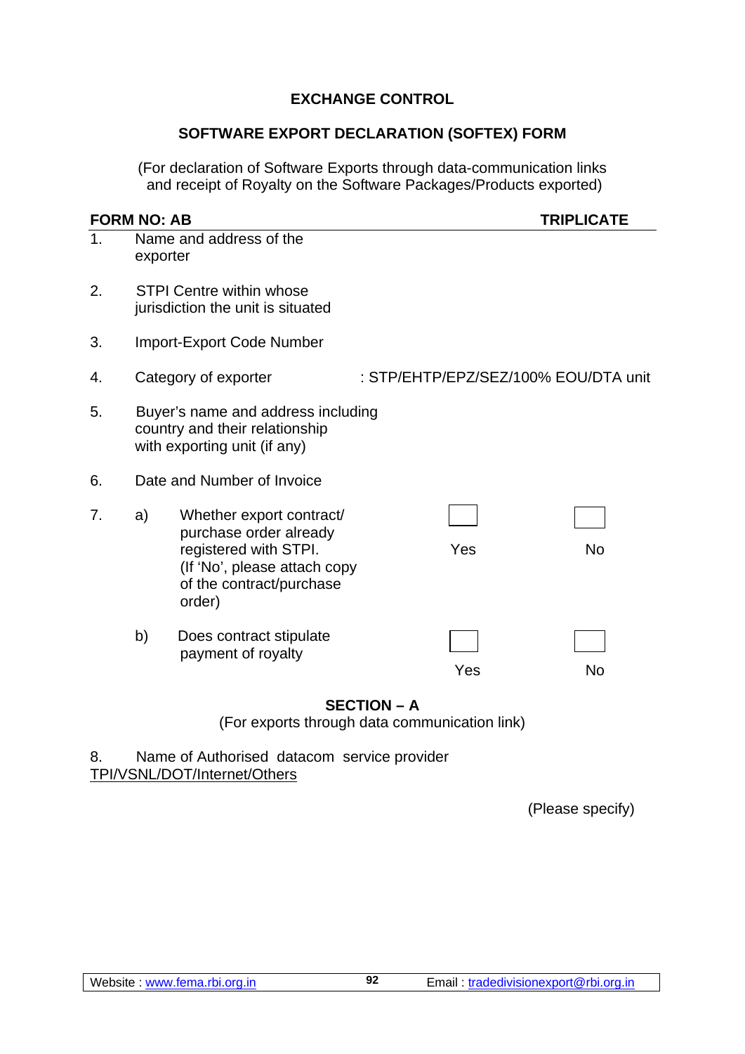**EXCHANGE CONTROL**

**SOFTWARE EXPORT DECLARATION (SOFTEX) FORM**

(For declaration of Software Exports through data-communication links and receipt of Royalty on the Software Packages/Products exported)

**FORM NO: AB** **TRIPLICATE**

1. Name and address of the exporter

2. STPI Centre within whose jurisdiction the unit is situated

3. Import-Export Code Number

4. Category of exporter : STP/EHTP/EPZ/SEZ/100% EOU/DTA unit

5. Buyer's name and address including country and their relationship with exporting unit (if any)

6. Date and Number of Invoice

7. a) Whether export contract/ purchase order already registered with STPI. (If 'No', please attach copy of the contract/purchase order) ☐ Yes ☐ No

   b) Does contract stipulate payment of royalty ☐ Yes ☐ No

**SECTION – A**

(For exports through data communication link)

8. Name of Authorised datacom service provider
<u>TPI/VSNL/DOT/Internet/Others</u>

(Please specify)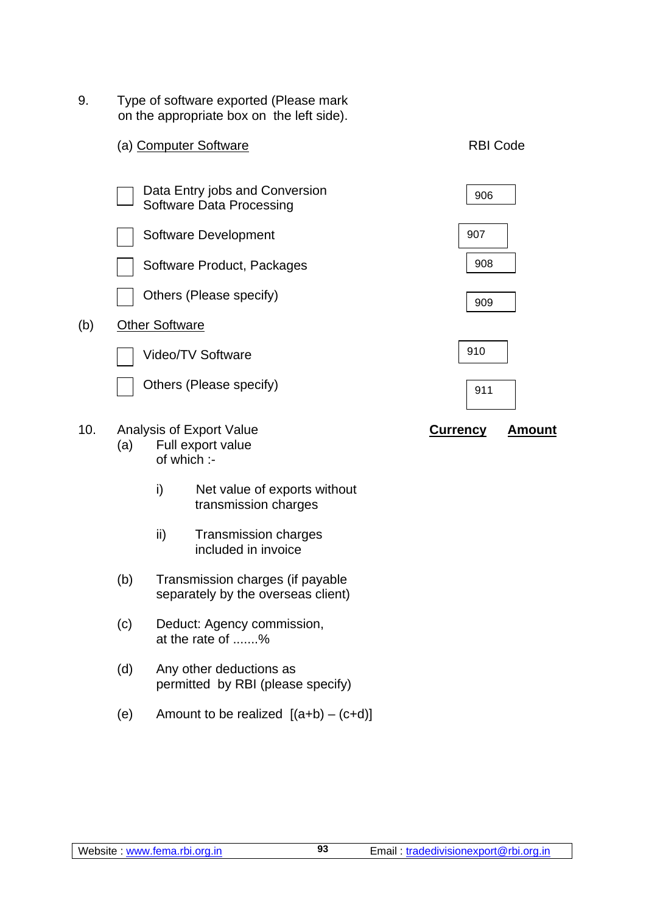9. Type of software exported (Please mark on the appropriate box on the left side).

| | | RBI Code |
|---|---|---|
| (a) | Computer Software | |
| ☐ | Data Entry jobs and Conversion Software Data Processing | 906 |
| ☐ | Software Development | 907 |
| ☐ | Software Product, Packages | 908 |
| ☐ | Others (Please specify) | 909 |
| (b) | Other Software | |
| ☐ | Video/TV Software | 910 |
| ☐ | Others (Please specify) | 911 |

10. Analysis of Export Value

| | | Currency | Amount |
|---|---|---|---|
| (a) | Full export value of which :- | | |
| | i) Net value of exports without transmission charges | | |
| | ii) Transmission charges included in invoice | | |
| (b) | Transmission charges (if payable separately by the overseas client) | | |
| (c) | Deduct: Agency commission, at the rate of .......% | | |
| (d) | Any other deductions as permitted by RBI (please specify) | | |
| (e) | Amount to be realized [(a+b) – (c+d)] | | |

Website : www.fema.rbi.org.in Email : tradedivisionexport@rbi.org.in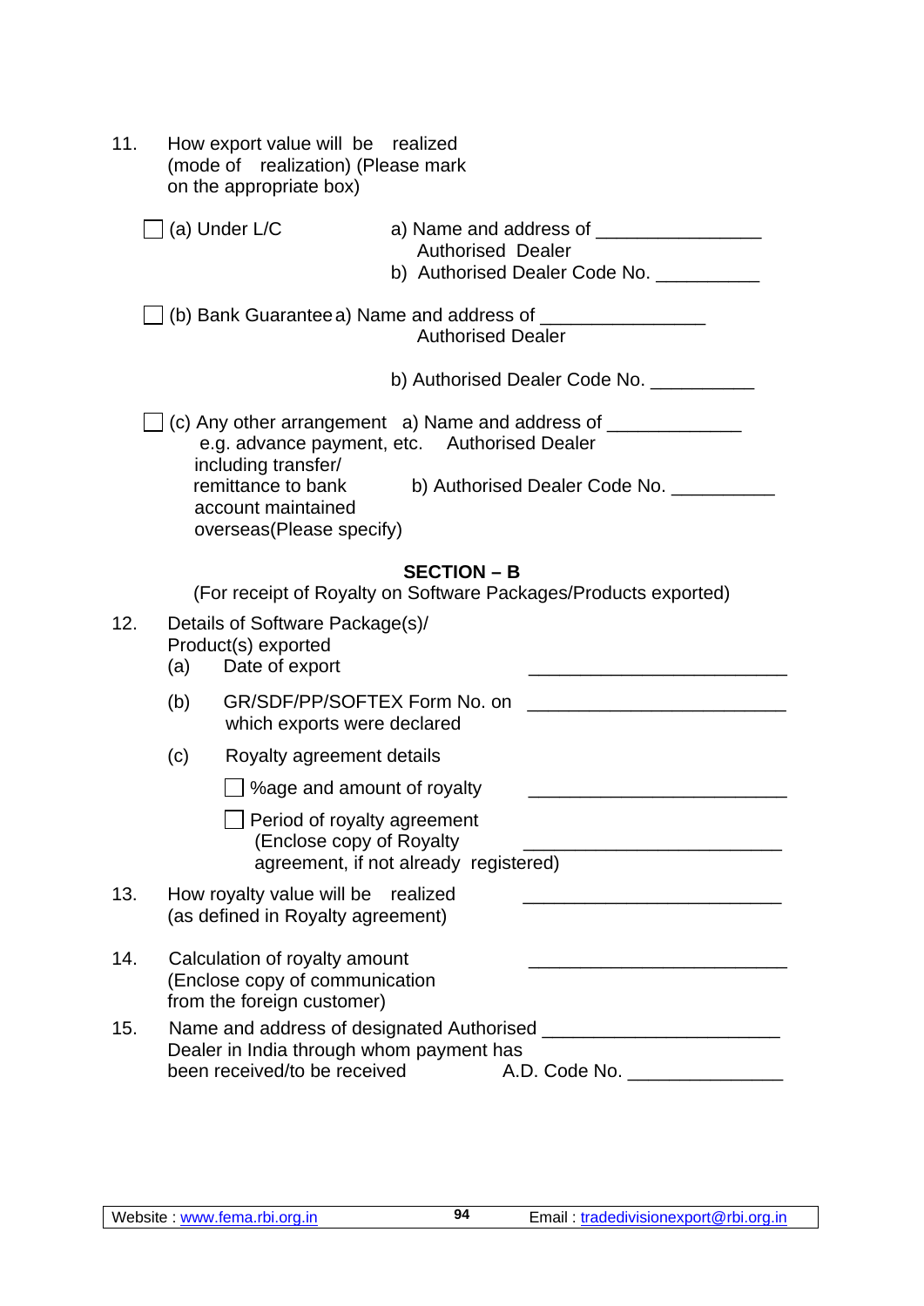11. How export value will be realized (mode of realization) (Please mark on the appropriate box)

☐ (a) Under L/C
a) Name and address of Authorised Dealer ________________
b) Authorised Dealer Code No. __________

☐ (b) Bank Guarantee
a) Name and address of Authorised Dealer ________________
b) Authorised Dealer Code No. __________

☐ (c) Any other arrangement e.g. advance payment, etc. including transfer/ remittance to bank account maintained overseas(Please specify)
a) Name and address of Authorised Dealer _____________
b) Authorised Dealer Code No. __________

## SECTION – B

(For receipt of Royalty on Software Packages/Products exported)

12. Details of Software Package(s)/ Product(s) exported
    - (a) Date of export _________________________
    - (b) GR/SDF/PP/SOFTEX Form No. on which exports were declared _________________________
    - (c) Royalty agreement details
      - ☐ %age and amount of royalty _________________________
      - ☐ Period of royalty agreement (Enclose copy of Royalty agreement, if not already registered) _________________________

13. How royalty value will be realized (as defined in Royalty agreement) _________________________

14. Calculation of royalty amount (Enclose copy of communication from the foreign customer) _________________________

15. Name and address of designated Authorised Dealer in India through whom payment has been received/to be received _______________________
    A.D. Code No. _______________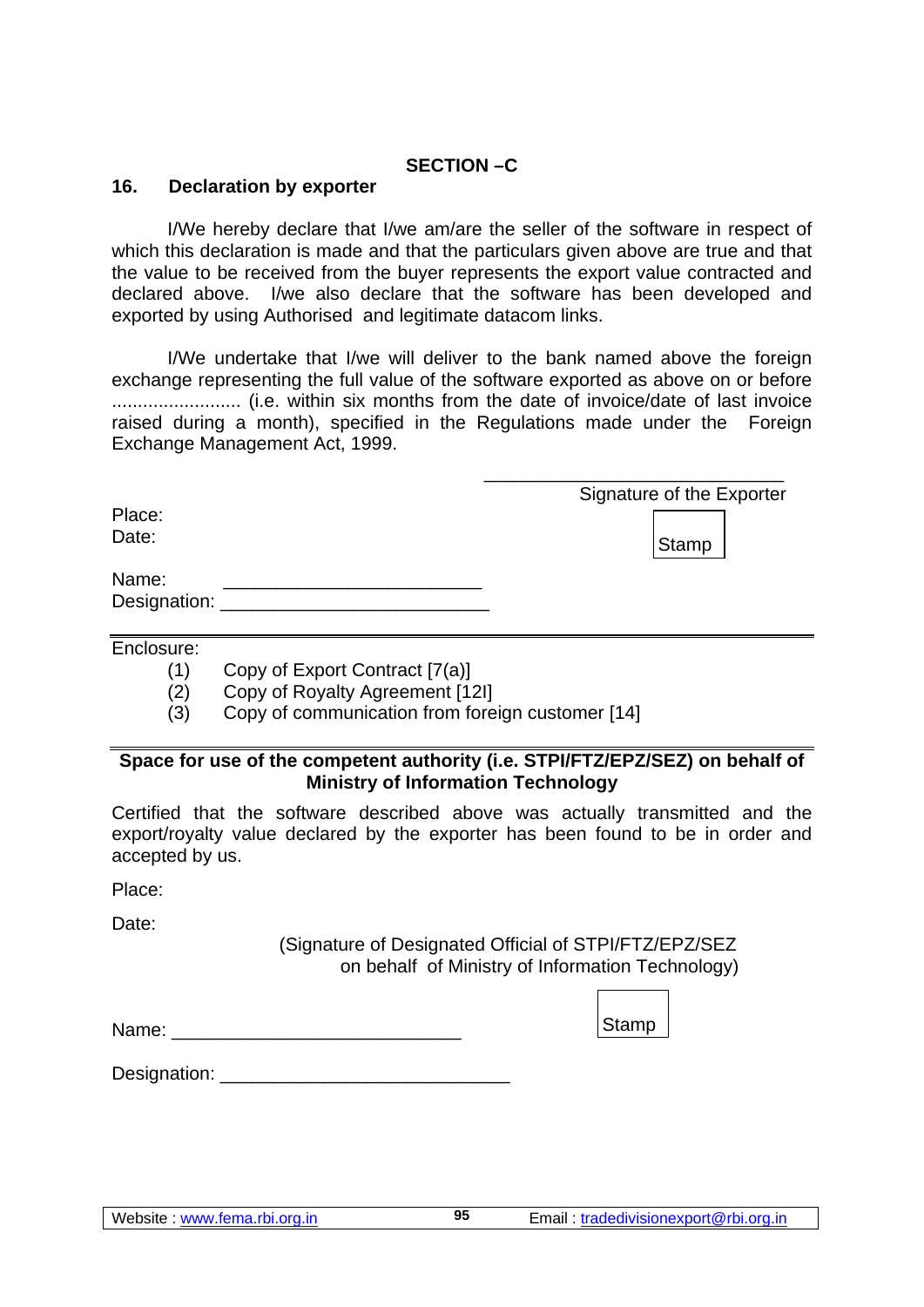**SECTION –C**

**16. Declaration by exporter**

I/We hereby declare that I/we am/are the seller of the software in respect of which this declaration is made and that the particulars given above are true and that the value to be received from the buyer represents the export value contracted and declared above. I/we also declare that the software has been developed and exported by using Authorised and legitimate datacom links.

I/We undertake that I/we will deliver to the bank named above the foreign exchange representing the full value of the software exported as above on or before ......................... (i.e. within six months from the date of invoice/date of last invoice raised during a month), specified in the Regulations made under the Foreign Exchange Management Act, 1999.

\_\_\_\_\_\_\_\_\_\_\_\_\_\_\_\_\_\_\_\_\_\_\_\_\_\_\_\_\_\_

Signature of the Exporter

Place:

Date:

Stamp

Name: \_\_\_\_\_\_\_\_\_\_\_\_\_\_\_\_\_\_\_\_\_\_\_\_\_\_

Designation: \_\_\_\_\_\_\_\_\_\_\_\_\_\_\_\_\_\_\_\_\_\_\_\_\_\_\_

---

Enclosure:

(1) Copy of Export Contract [7(a)]
(2) Copy of Royalty Agreement [12l]
(3) Copy of communication from foreign customer [14]

---

**Space for use of the competent authority (i.e. STPI/FTZ/EPZ/SEZ) on behalf of Ministry of Information Technology**

Certified that the software described above was actually transmitted and the export/royalty value declared by the exporter has been found to be in order and accepted by us.

Place:

Date:

(Signature of Designated Official of STPI/FTZ/EPZ/SEZ on behalf of Ministry of Information Technology)

Name: \_\_\_\_\_\_\_\_\_\_\_\_\_\_\_\_\_\_\_\_\_\_\_\_\_\_\_\_\_\_

Stamp

Designation: \_\_\_\_\_\_\_\_\_\_\_\_\_\_\_\_\_\_\_\_\_\_\_\_\_\_\_\_\_\_